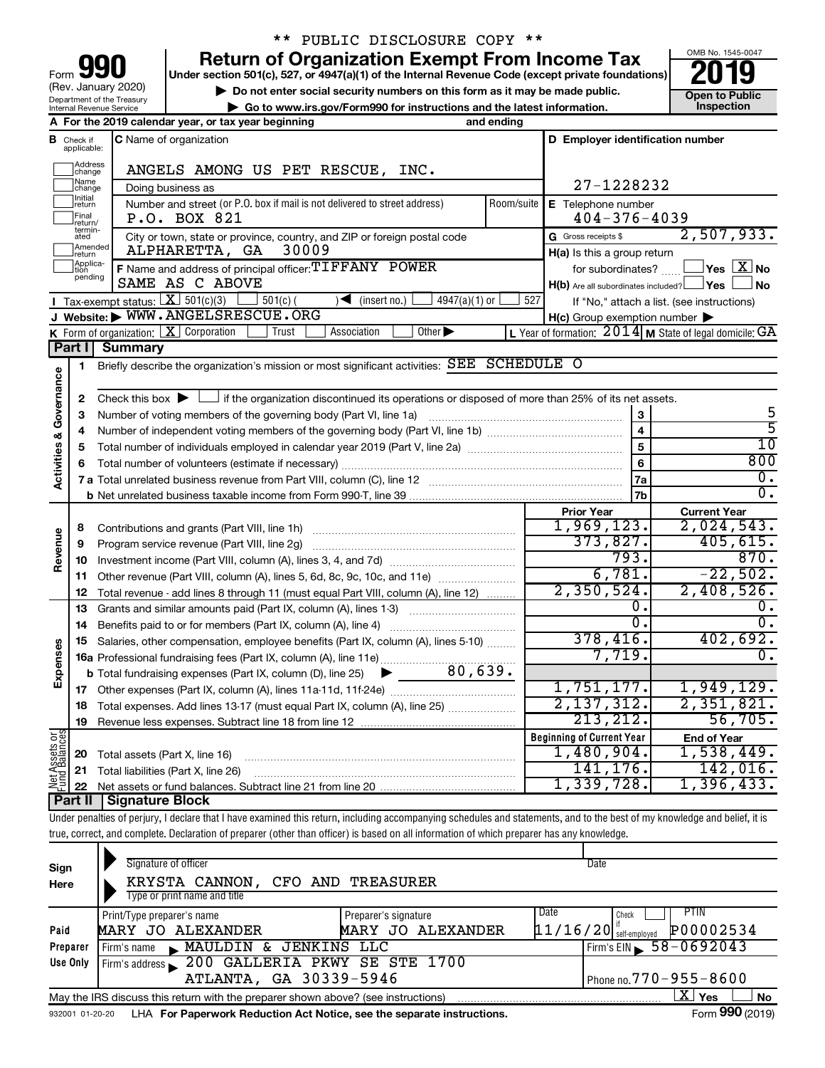\*\* PUBLIC DISCLOSURE COPY \*\*

Form **990** (Rev. January 2020) Department of the Treasury Internal Revenue Service

# Return of Organization Exempt From Income Tax

Under section 501(c), 527, or 4947(a)(1) of the Internal Revenue Code (except private foundations)

▶ Do not enter social security numbers on this form as it may be made public.

▶ Go to www.irs.gov/Form990 for instructions and the latest information.

OMB No. 1545-0047

**2019**

**Open to Public Inspection**

**A** For the 2019 calendar year, or tax year beginning and ending

**B** Check if applicable: Address change, Name change, Initial return, Final return/terminated, Amended return, Application pending

**C** Name of organization: ANGELS AMONG US PET RESCUE, INC.

Doing business as

Number and street (or P.O. box if mail is not delivered to street address) Room/suite: P.O. BOX 821

City or town, state or province, country, and ZIP or foreign postal code: ALPHARETTA, GA 30009

**D** Employer identification number: 27-1228232

**E** Telephone number: 404-376-4039

**G** Gross receipts $ 2,507,933.

**F** Name and address of principal officer: TIFFANY POWER SAME AS C ABOVE

**H(a)** Is this a group return for subordinates? Yes [ ] No [X]

**H(b)** Are all subordinates included? Yes [ ] No [ ] If "No," attach a list. (see instructions)

**H(c)** Group exemption number ▶

**I** Tax-exempt status: [X] 501(c)(3) [ ] 501(c) ( ) ◀ (insert no.) [ ] 4947(a)(1) or [ ] 527

**J** Website: ▶ WWW.ANGELSRESCUE.ORG

**K** Form of organization: [X] Corporation [ ] Trust [ ] Association [ ] Other ▶

**L** Year of formation: 2014 **M** State of legal domicile: GA

## Part I Summary

**Activities & Governance**

1 Briefly describe the organization's mission or most significant activities: SEE SCHEDULE O

2 Check this box ▶ [ ] if the organization discontinued its operations or disposed of more than 25% of its net assets.

| Line | Description | | Value |
|---|---|---|---|
| 3 | Number of voting members of the governing body (Part VI, line 1a) | 3 | 5 |
| 4 | Number of independent voting members of the governing body (Part VI, line 1b) | 4 | 5 |
| 5 | Total number of individuals employed in calendar year 2019 (Part V, line 2a) | 5 | 10 |
| 6 | Total number of volunteers (estimate if necessary) | 6 | 800 |
| 7a | Total unrelated business revenue from Part VIII, column (C), line 12 | 7a | 0. |
| b | Net unrelated business taxable income from Form 990-T, line 39 | 7b | 0. |

| Line | Description | Prior Year | Current Year |
|---|---|---|---|
| **Revenue** | | | |
| 8 | Contributions and grants (Part VIII, line 1h) | 1,969,123. | 2,024,543. |
| 9 | Program service revenue (Part VIII, line 2g) | 373,827. | 405,615. |
| 10 | Investment income (Part VIII, column (A), lines 3, 4, and 7d) | 793. | 870. |
| 11 | Other revenue (Part VIII, column (A), lines 5, 6d, 8c, 9c, 10c, and 11e) | 6,781. | -22,502. |
| 12 | Total revenue - add lines 8 through 11 (must equal Part VIII, column (A), line 12) | 2,350,524. | 2,408,526. |
| **Expenses** | | | |
| 13 | Grants and similar amounts paid (Part IX, column (A), lines 1-3) | 0. | 0. |
| 14 | Benefits paid to or for members (Part IX, column (A), line 4) | 0. | 0. |
| 15 | Salaries, other compensation, employee benefits (Part IX, column (A), lines 5-10) | 378,416. | 402,692. |
| 16a | Professional fundraising fees (Part IX, column (A), line 11e) | 7,719. | 0. |
| b | Total fundraising expenses (Part IX, column (D), line 25) ▶ 80,639. | | |
| 17 | Other expenses (Part IX, column (A), lines 11a-11d, 11f-24e) | 1,751,177. | 1,949,129. |
| 18 | Total expenses. Add lines 13-17 (must equal Part IX, column (A), line 25) | 2,137,312. | 2,351,821. |
| 19 | Revenue less expenses. Subtract line 18 from line 12 | 213,212. | 56,705. |

| Line | Net Assets or Fund Balances | Beginning of Current Year | End of Year |
|---|---|---|---|
| 20 | Total assets (Part X, line 16) | 1,480,904. | 1,538,449. |
| 21 | Total liabilities (Part X, line 26) | 141,176. | 142,016. |
| 22 | Net assets or fund balances. Subtract line 21 from line 20 | 1,339,728. | 1,396,433. |

## Part II Signature Block

Under penalties of perjury, I declare that I have examined this return, including accompanying schedules and statements, and to the best of my knowledge and belief, it is true, correct, and complete. Declaration of preparer (other than officer) is based on all information of which preparer has any knowledge.

**Sign Here**

Signature of officer / Date

KRYSTA CANNON, CFO AND TREASURER

Type or print name and title

**Paid Preparer Use Only**

| Print/Type preparer's name | Preparer's signature | Date | Check if self-employed | PTIN |
|---|---|---|---|---|
| MARY JO ALEXANDER | MARY JO ALEXANDER | 11/16/20 | [ ] | P00002534 |

Firm's name ▶ MAULDIN & JENKINS LLC — Firm's EIN ▶ 58-0692043

Firm's address ▶ 200 GALLERIA PKWY SE STE 1700 ATLANTA, GA 30339-5946 — Phone no. 770-955-8600

May the IRS discuss this return with the preparer shown above? (see instructions) [X] Yes [ ] No

932001 01-20-20 LHA For Paperwork Reduction Act Notice, see the separate instructions. Form **990** (2019)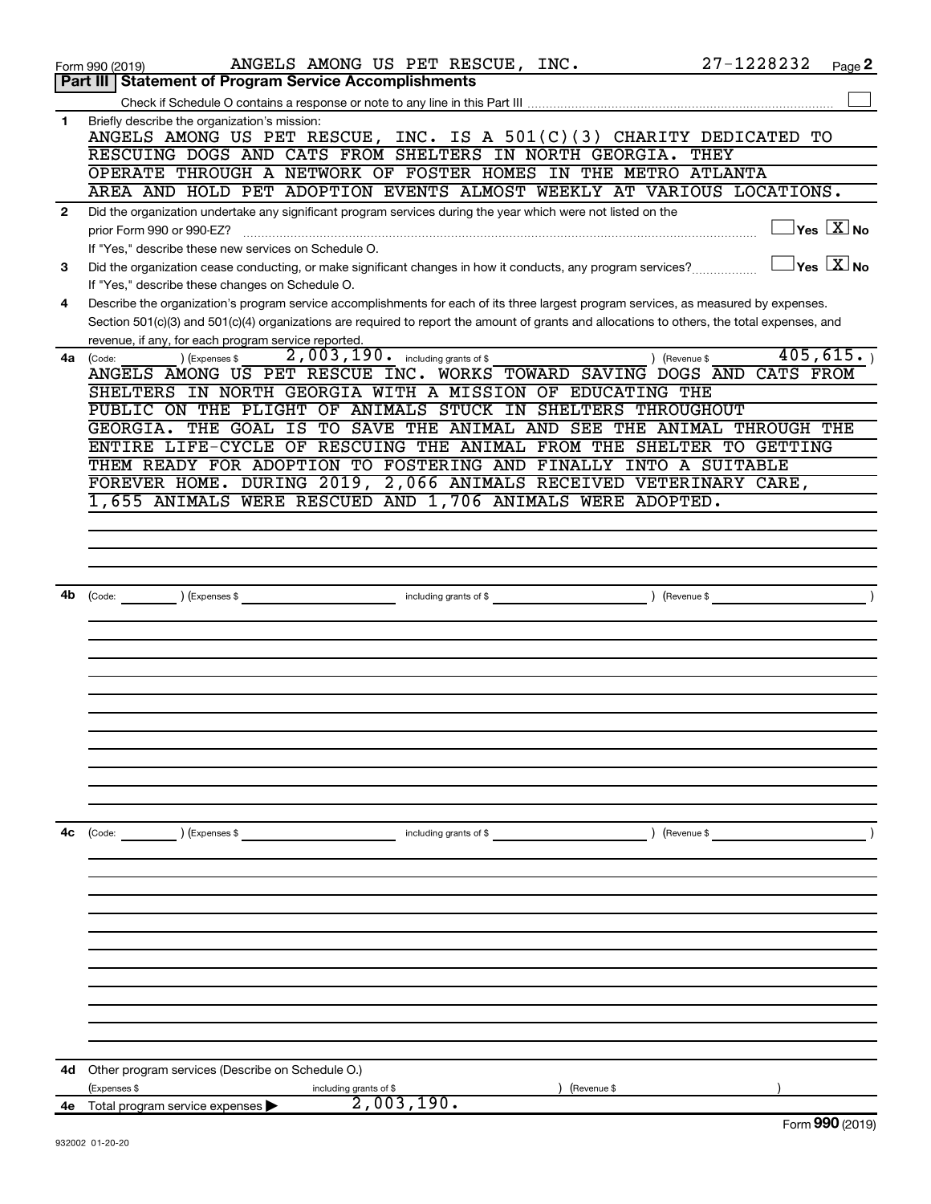Form 990 (2019) ANGELS AMONG US PET RESCUE, INC. 27-1228232 Page **2**

## Part III | Statement of Program Service Accomplishments

Check if Schedule O contains a response or note to any line in this Part III ☐

**1** Briefly describe the organization's mission:

ANGELS AMONG US PET RESCUE, INC. IS A 501(C)(3) CHARITY DEDICATED TO RESCUING DOGS AND CATS FROM SHELTERS IN NORTH GEORGIA. THEY OPERATE THROUGH A NETWORK OF FOSTER HOMES IN THE METRO ATLANTA AREA AND HOLD PET ADOPTION EVENTS ALMOST WEEKLY AT VARIOUS LOCATIONS.

**2** Did the organization undertake any significant program services during the year which were not listed on the prior Form 990 or 990-EZ? ☐ Yes ☒ No

If "Yes," describe these new services on Schedule O.

**3** Did the organization cease conducting, or make significant changes in how it conducts, any program services? ☐ Yes ☒ No

If "Yes," describe these changes on Schedule O.

**4** Describe the organization's program service accomplishments for each of its three largest program services, as measured by expenses. Section 501(c)(3) and 501(c)(4) organizations are required to report the amount of grants and allocations to others, the total expenses, and revenue, if any, for each program service reported.

**4a** (Code: ) (Expenses $ 2,003,190. including grants of $ ) (Revenue $ 405,615. )

ANGELS AMONG US PET RESCUE INC. WORKS TOWARD SAVING DOGS AND CATS FROM SHELTERS IN NORTH GEORGIA WITH A MISSION OF EDUCATING THE PUBLIC ON THE PLIGHT OF ANIMALS STUCK IN SHELTERS THROUGHOUT GEORGIA. THE GOAL IS TO SAVE THE ANIMAL AND SEE THE ANIMAL THROUGH THE ENTIRE LIFE-CYCLE OF RESCUING THE ANIMAL FROM THE SHELTER TO GETTING THEM READY FOR ADOPTION TO FOSTERING AND FINALLY INTO A SUITABLE FOREVER HOME. DURING 2019, 2,066 ANIMALS RECEIVED VETERINARY CARE, 1,655 ANIMALS WERE RESCUED AND 1,706 ANIMALS WERE ADOPTED.

**4b** (Code: ) (Expenses $ including grants of $ ) (Revenue $ )

**4c** (Code: ) (Expenses $ including grants of $ ) (Revenue $ )

**4d** Other program services (Describe on Schedule O.)

(Expenses $ including grants of $ ) (Revenue $ )

**4e** Total program service expenses ▶ 2,003,190.

Form **990** (2019)

932002 01-20-20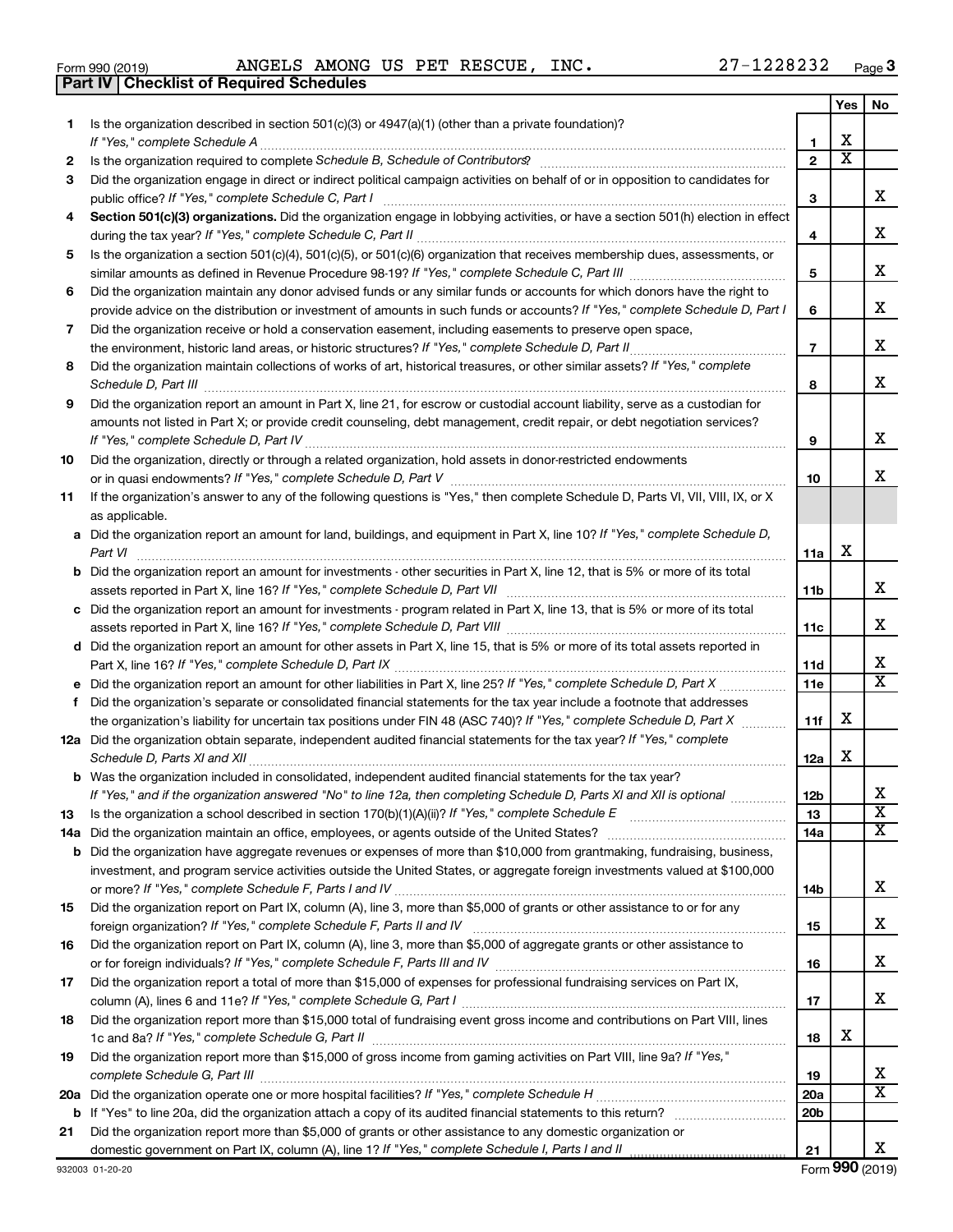Form 990 (2019) ANGELS AMONG US PET RESCUE, INC. 27-1228232 Page 3

**Part IV | Checklist of Required Schedules**

| | | | Yes | No |
|---|---|---|---|---|
| 1 | Is the organization described in section 501(c)(3) or 4947(a)(1) (other than a private foundation)? *If "Yes," complete Schedule A* | 1 | X | |
| 2 | Is the organization required to complete *Schedule B, Schedule of Contributors*? | 2 | X | |
| 3 | Did the organization engage in direct or indirect political campaign activities on behalf of or in opposition to candidates for public office? *If "Yes," complete Schedule C, Part I* | 3 | | X |
| 4 | **Section 501(c)(3) organizations.** Did the organization engage in lobbying activities, or have a section 501(h) election in effect during the tax year? *If "Yes," complete Schedule C, Part II* | 4 | | X |
| 5 | Is the organization a section 501(c)(4), 501(c)(5), or 501(c)(6) organization that receives membership dues, assessments, or similar amounts as defined in Revenue Procedure 98-19? *If "Yes," complete Schedule C, Part III* | 5 | | X |
| 6 | Did the organization maintain any donor advised funds or any similar funds or accounts for which donors have the right to provide advice on the distribution or investment of amounts in such funds or accounts? *If "Yes," complete Schedule D, Part I* | 6 | | X |
| 7 | Did the organization receive or hold a conservation easement, including easements to preserve open space, the environment, historic land areas, or historic structures? *If "Yes," complete Schedule D, Part II* | 7 | | X |
| 8 | Did the organization maintain collections of works of art, historical treasures, or other similar assets? *If "Yes," complete Schedule D, Part III* | 8 | | X |
| 9 | Did the organization report an amount in Part X, line 21, for escrow or custodial account liability, serve as a custodian for amounts not listed in Part X; or provide credit counseling, debt management, credit repair, or debt negotiation services? *If "Yes," complete Schedule D, Part IV* | 9 | | X |
| 10 | Did the organization, directly or through a related organization, hold assets in donor-restricted endowments or in quasi endowments? *If "Yes," complete Schedule D, Part V* | 10 | | X |
| 11 | If the organization's answer to any of the following questions is "Yes," then complete Schedule D, Parts VI, VII, VIII, IX, or X as applicable. | | | |
| a | Did the organization report an amount for land, buildings, and equipment in Part X, line 10? *If "Yes," complete Schedule D, Part VI* | 11a | X | |
| b | Did the organization report an amount for investments - other securities in Part X, line 12, that is 5% or more of its total assets reported in Part X, line 16? *If "Yes," complete Schedule D, Part VII* | 11b | | X |
| c | Did the organization report an amount for investments - program related in Part X, line 13, that is 5% or more of its total assets reported in Part X, line 16? *If "Yes," complete Schedule D, Part VIII* | 11c | | X |
| d | Did the organization report an amount for other assets in Part X, line 15, that is 5% or more of its total assets reported in Part X, line 16? *If "Yes," complete Schedule D, Part IX* | 11d | | X |
| e | Did the organization report an amount for other liabilities in Part X, line 25? *If "Yes," complete Schedule D, Part X* | 11e | | X |
| f | Did the organization's separate or consolidated financial statements for the tax year include a footnote that addresses the organization's liability for uncertain tax positions under FIN 48 (ASC 740)? *If "Yes," complete Schedule D, Part X* | 11f | X | |
| 12a | Did the organization obtain separate, independent audited financial statements for the tax year? *If "Yes," complete Schedule D, Parts XI and XII* | 12a | X | |
| b | Was the organization included in consolidated, independent audited financial statements for the tax year? *If "Yes," and if the organization answered "No" to line 12a, then completing Schedule D, Parts XI and XII is optional* | 12b | | X |
| 13 | Is the organization a school described in section 170(b)(1)(A)(ii)? *If "Yes," complete Schedule E* | 13 | | X |
| 14a | Did the organization maintain an office, employees, or agents outside of the United States? | 14a | | X |
| b | Did the organization have aggregate revenues or expenses of more than $10,000 from grantmaking, fundraising, business, investment, and program service activities outside the United States, or aggregate foreign investments valued at $100,000 or more? *If "Yes," complete Schedule F, Parts I and IV* | 14b | | X |
| 15 | Did the organization report on Part IX, column (A), line 3, more than $5,000 of grants or other assistance to or for any foreign organization? *If "Yes," complete Schedule F, Parts II and IV* | 15 | | X |
| 16 | Did the organization report on Part IX, column (A), line 3, more than $5,000 of aggregate grants or other assistance to or for foreign individuals? *If "Yes," complete Schedule F, Parts III and IV* | 16 | | X |
| 17 | Did the organization report a total of more than $15,000 of expenses for professional fundraising services on Part IX, column (A), lines 6 and 11e? *If "Yes," complete Schedule G, Part I* | 17 | | X |
| 18 | Did the organization report more than $15,000 total of fundraising event gross income and contributions on Part VIII, lines 1c and 8a? *If "Yes," complete Schedule G, Part II* | 18 | X | |
| 19 | Did the organization report more than $15,000 of gross income from gaming activities on Part VIII, line 9a? *If "Yes," complete Schedule G, Part III* | 19 | | X |
| 20a | Did the organization operate one or more hospital facilities? *If "Yes," complete Schedule H* | 20a | | X |
| b | If "Yes" to line 20a, did the organization attach a copy of its audited financial statements to this return? | 20b | | |
| 21 | Did the organization report more than $5,000 of grants or other assistance to any domestic organization or domestic government on Part IX, column (A), line 1? *If "Yes," complete Schedule I, Parts I and II* | 21 | | X |

932003 01-20-20 Form **990** (2019)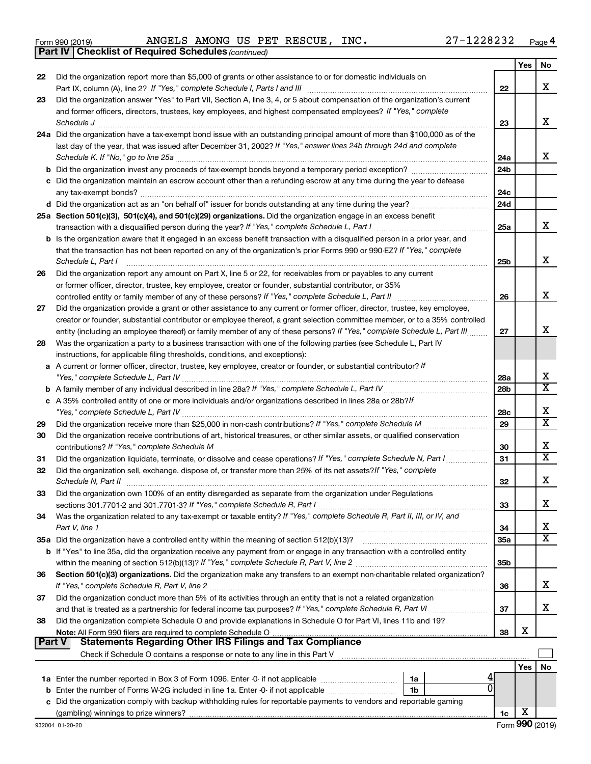Form 990 (2019) ANGELS AMONG US PET RESCUE, INC. 27-1228232 Page **4**

**Part IV | Checklist of Required Schedules** *(continued)*

| | | | Yes | No |
|---|---|---|---|---|
| 22 | Did the organization report more than $5,000 of grants or other assistance to or for domestic individuals on Part IX, column (A), line 2? *If "Yes," complete Schedule I, Parts I and III* | 22 | | X |
| 23 | Did the organization answer "Yes" to Part VII, Section A, line 3, 4, or 5 about compensation of the organization's current and former officers, directors, trustees, key employees, and highest compensated employees? *If "Yes," complete Schedule J* | 23 | | X |
| 24a | Did the organization have a tax-exempt bond issue with an outstanding principal amount of more than $100,000 as of the last day of the year, that was issued after December 31, 2002? *If "Yes," answer lines 24b through 24d and complete Schedule K. If "No," go to line 25a* | 24a | | X |
| b | Did the organization invest any proceeds of tax-exempt bonds beyond a temporary period exception? | 24b | | |
| c | Did the organization maintain an escrow account other than a refunding escrow at any time during the year to defease any tax-exempt bonds? | 24c | | |
| d | Did the organization act as an "on behalf of" issuer for bonds outstanding at any time during the year? | 24d | | |
| 25a | **Section 501(c)(3), 501(c)(4), and 501(c)(29) organizations.** Did the organization engage in an excess benefit transaction with a disqualified person during the year? *If "Yes," complete Schedule L, Part I* | 25a | | X |
| b | Is the organization aware that it engaged in an excess benefit transaction with a disqualified person in a prior year, and that the transaction has not been reported on any of the organization's prior Forms 990 or 990-EZ? *If "Yes," complete Schedule L, Part I* | 25b | | X |
| 26 | Did the organization report any amount on Part X, line 5 or 22, for receivables from or payables to any current or former officer, director, trustee, key employee, creator or founder, substantial contributor, or 35% controlled entity or family member of any of these persons? *If "Yes," complete Schedule L, Part II* | 26 | | X |
| 27 | Did the organization provide a grant or other assistance to any current or former officer, director, trustee, key employee, creator or founder, substantial contributor or employee thereof, a grant selection committee member, or to a 35% controlled entity (including an employee thereof) or family member of any of these persons? *If "Yes," complete Schedule L, Part III* | 27 | | X |
| 28 | Was the organization a party to a business transaction with one of the following parties (see Schedule L, Part IV instructions, for applicable filing thresholds, conditions, and exceptions): | | | |
| a | A current or former officer, director, trustee, key employee, creator or founder, or substantial contributor? *If "Yes," complete Schedule L, Part IV* | 28a | | X |
| b | A family member of any individual described in line 28a? *If "Yes," complete Schedule L, Part IV* | 28b | | X |
| c | A 35% controlled entity of one or more individuals and/or organizations described in lines 28a or 28b? *If "Yes," complete Schedule L, Part IV* | 28c | | X |
| 29 | Did the organization receive more than $25,000 in non-cash contributions? *If "Yes," complete Schedule M* | 29 | | X |
| 30 | Did the organization receive contributions of art, historical treasures, or other similar assets, or qualified conservation contributions? *If "Yes," complete Schedule M* | 30 | | X |
| 31 | Did the organization liquidate, terminate, or dissolve and cease operations? *If "Yes," complete Schedule N, Part I* | 31 | | X |
| 32 | Did the organization sell, exchange, dispose of, or transfer more than 25% of its net assets? *If "Yes," complete Schedule N, Part II* | 32 | | X |
| 33 | Did the organization own 100% of an entity disregarded as separate from the organization under Regulations sections 301.7701-2 and 301.7701-3? *If "Yes," complete Schedule R, Part I* | 33 | | X |
| 34 | Was the organization related to any tax-exempt or taxable entity? *If "Yes," complete Schedule R, Part II, III, or IV, and Part V, line 1* | 34 | | X |
| 35a | Did the organization have a controlled entity within the meaning of section 512(b)(13)? | 35a | | X |
| b | If "Yes" to line 35a, did the organization receive any payment from or engage in any transaction with a controlled entity within the meaning of section 512(b)(13)? *If "Yes," complete Schedule R, Part V, line 2* | 35b | | |
| 36 | **Section 501(c)(3) organizations.** Did the organization make any transfers to an exempt non-charitable related organization? *If "Yes," complete Schedule R, Part V, line 2* | 36 | | X |
| 37 | Did the organization conduct more than 5% of its activities through an entity that is not a related organization and that is treated as a partnership for federal income tax purposes? *If "Yes," complete Schedule R, Part VI* | 37 | | X |
| 38 | Did the organization complete Schedule O and provide explanations in Schedule O for Part VI, lines 11b and 19? **Note:** All Form 990 filers are required to complete Schedule O | 38 | X | |

**Part V | Statements Regarding Other IRS Filings and Tax Compliance**

Check if Schedule O contains a response or note to any line in this Part V

| | | | | | Yes | No |
|---|---|---|---|---|---|---|
| 1a | Enter the number reported in Box 3 of Form 1096. Enter -0- if not applicable | 1a | 4 | | | |
| b | Enter the number of Forms W-2G included in line 1a. Enter -0- if not applicable | 1b | 0 | | | |
| c | Did the organization comply with backup withholding rules for reportable payments to vendors and reportable gaming (gambling) winnings to prize winners? | | | 1c | X | |

932004 01-20-20 Form **990** (2019)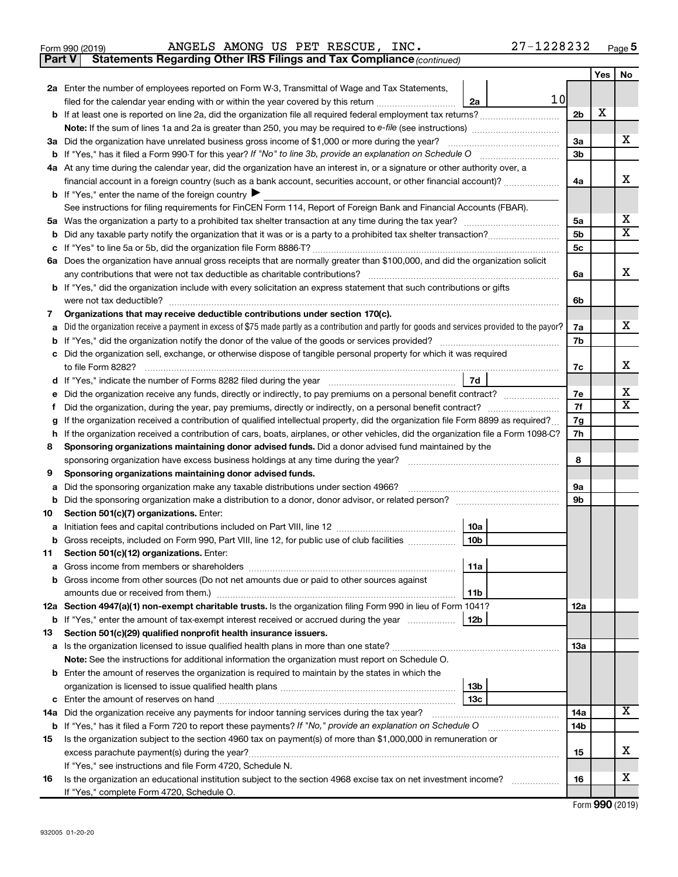Form 990 (2019) ANGELS AMONG US PET RESCUE, INC. 27-1228232 Page 5

**Part V Statements Regarding Other IRS Filings and Tax Compliance** *(continued)*

| | | | | | Yes | No |
|---|---|---|---|---|---|---|
| **2a** | Enter the number of employees reported on Form W-3, Transmittal of Wage and Tax Statements, filed for the calendar year ending with or within the year covered by this return | 2a | 10 | | | |
| **b** | If at least one is reported on line 2a, did the organization file all required federal employment tax returns? | | | 2b | X | |
| | **Note:** If the sum of lines 1a and 2a is greater than 250, you may be required to *e-file* (see instructions) | | | | | |
| **3a** | Did the organization have unrelated business gross income of $1,000 or more during the year? | | | 3a | | X |
| **b** | If "Yes," has it filed a Form 990-T for this year? *If "No" to line 3b, provide an explanation on Schedule O* | | | 3b | | |
| **4a** | At any time during the calendar year, did the organization have an interest in, or a signature or other authority over, a financial account in a foreign country (such as a bank account, securities account, or other financial account)? | | | 4a | | X |
| **b** | If "Yes," enter the name of the foreign country ▶ | | | | | |
| | See instructions for filing requirements for FinCEN Form 114, Report of Foreign Bank and Financial Accounts (FBAR). | | | | | |
| **5a** | Was the organization a party to a prohibited tax shelter transaction at any time during the tax year? | | | 5a | | X |
| **b** | Did any taxable party notify the organization that it was or is a party to a prohibited tax shelter transaction? | | | 5b | | X |
| **c** | If "Yes" to line 5a or 5b, did the organization file Form 8886-T? | | | 5c | | |
| **6a** | Does the organization have annual gross receipts that are normally greater than $100,000, and did the organization solicit any contributions that were not tax deductible as charitable contributions? | | | 6a | | X |
| **b** | If "Yes," did the organization include with every solicitation an express statement that such contributions or gifts were not tax deductible? | | | 6b | | |
| **7** | **Organizations that may receive deductible contributions under section 170(c).** | | | | | |
| **a** | Did the organization receive a payment in excess of $75 made partly as a contribution and partly for goods and services provided to the payor? | | | 7a | | X |
| **b** | If "Yes," did the organization notify the donor of the value of the goods or services provided? | | | 7b | | |
| **c** | Did the organization sell, exchange, or otherwise dispose of tangible personal property for which it was required to file Form 8282? | | | 7c | | X |
| **d** | If "Yes," indicate the number of Forms 8282 filed during the year | 7d | | | | |
| **e** | Did the organization receive any funds, directly or indirectly, to pay premiums on a personal benefit contract? | | | 7e | | X |
| **f** | Did the organization, during the year, pay premiums, directly or indirectly, on a personal benefit contract? | | | 7f | | X |
| **g** | If the organization received a contribution of qualified intellectual property, did the organization file Form 8899 as required? | | | 7g | | |
| **h** | If the organization received a contribution of cars, boats, airplanes, or other vehicles, did the organization file a Form 1098-C? | | | 7h | | |
| **8** | **Sponsoring organizations maintaining donor advised funds.** Did a donor advised fund maintained by the sponsoring organization have excess business holdings at any time during the year? | | | 8 | | |
| **9** | **Sponsoring organizations maintaining donor advised funds.** | | | | | |
| **a** | Did the sponsoring organization make any taxable distributions under section 4966? | | | 9a | | |
| **b** | Did the sponsoring organization make a distribution to a donor, donor advisor, or related person? | | | 9b | | |
| **10** | **Section 501(c)(7) organizations.** Enter: | | | | | |
| **a** | Initiation fees and capital contributions included on Part VIII, line 12 | 10a | | | | |
| **b** | Gross receipts, included on Form 990, Part VIII, line 12, for public use of club facilities | 10b | | | | |
| **11** | **Section 501(c)(12) organizations.** Enter: | | | | | |
| **a** | Gross income from members or shareholders | 11a | | | | |
| **b** | Gross income from other sources (Do not net amounts due or paid to other sources against amounts due or received from them.) | 11b | | | | |
| **12a** | **Section 4947(a)(1) non-exempt charitable trusts.** Is the organization filing Form 990 in lieu of Form 1041? | | | 12a | | |
| **b** | If "Yes," enter the amount of tax-exempt interest received or accrued during the year | 12b | | | | |
| **13** | **Section 501(c)(29) qualified nonprofit health insurance issuers.** | | | | | |
| **a** | Is the organization licensed to issue qualified health plans in more than one state? | | | 13a | | |
| | **Note:** See the instructions for additional information the organization must report on Schedule O. | | | | | |
| **b** | Enter the amount of reserves the organization is required to maintain by the states in which the organization is licensed to issue qualified health plans | 13b | | | | |
| **c** | Enter the amount of reserves on hand | 13c | | | | |
| **14a** | Did the organization receive any payments for indoor tanning services during the tax year? | | | 14a | | X |
| **b** | If "Yes," has it filed a Form 720 to report these payments? *If "No," provide an explanation on Schedule O* | | | 14b | | |
| **15** | Is the organization subject to the section 4960 tax on payment(s) of more than $1,000,000 in remuneration or excess parachute payment(s) during the year? | | | 15 | | X |
| | If "Yes," see instructions and file Form 4720, Schedule N. | | | | | |
| **16** | Is the organization an educational institution subject to the section 4968 excise tax on net investment income? | | | 16 | | X |
| | If "Yes," complete Form 4720, Schedule O. | | | | | |

Form **990** (2019)

932005 01-20-20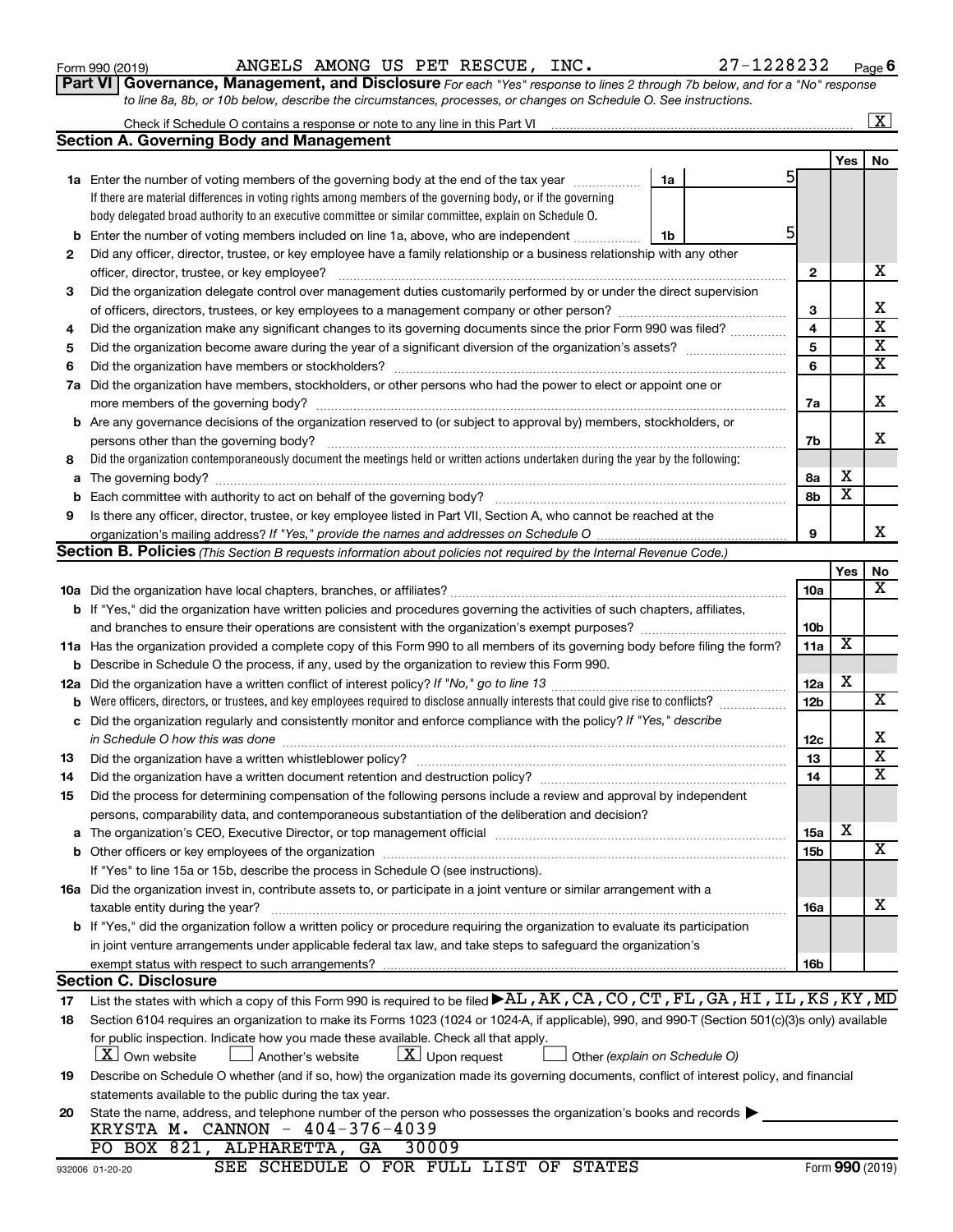Form 990 (2019) ANGELS AMONG US PET RESCUE, INC. 27-1228232 Page 6

**Part VI Governance, Management, and Disclosure** *For each "Yes" response to lines 2 through 7b below, and for a "No" response to line 8a, 8b, or 10b below, describe the circumstances, processes, or changes on Schedule O. See instructions.*

Check if Schedule O contains a response or note to any line in this Part VI ..... [X]

## Section A. Governing Body and Management

| | | | | Yes | No |
|---|---|---|---|---|---|
| **1a** | Enter the number of voting members of the governing body at the end of the tax year ..... **1a** 5<br>If there are material differences in voting rights among members of the governing body, or if the governing body delegated broad authority to an executive committee or similar committee, explain on Schedule O. | | | | |
| **b** | Enter the number of voting members included on line 1a, above, who are independent ..... **1b** 5 | | | | |
| **2** | Did any officer, director, trustee, or key employee have a family relationship or a business relationship with any other officer, director, trustee, or key employee? | | **2** | | X |
| **3** | Did the organization delegate control over management duties customarily performed by or under the direct supervision of officers, directors, trustees, or key employees to a management company or other person? | | **3** | | X |
| **4** | Did the organization make any significant changes to its governing documents since the prior Form 990 was filed? | | **4** | | X |
| **5** | Did the organization become aware during the year of a significant diversion of the organization's assets? | | **5** | | X |
| **6** | Did the organization have members or stockholders? | | **6** | | X |
| **7a** | Did the organization have members, stockholders, or other persons who had the power to elect or appoint one or more members of the governing body? | | **7a** | | X |
| **b** | Are any governance decisions of the organization reserved to (or subject to approval by) members, stockholders, or persons other than the governing body? | | **7b** | | X |
| **8** | Did the organization contemporaneously document the meetings held or written actions undertaken during the year by the following: | | | | |
| **a** | The governing body? | | **8a** | X | |
| **b** | Each committee with authority to act on behalf of the governing body? | | **8b** | X | |
| **9** | Is there any officer, director, trustee, or key employee listed in Part VII, Section A, who cannot be reached at the organization's mailing address? *If "Yes," provide the names and addresses on Schedule O* | | **9** | | X |

## Section B. Policies *(This Section B requests information about policies not required by the Internal Revenue Code.)*

| | | | Yes | No |
|---|---|---|---|---|
| **10a** | Did the organization have local chapters, branches, or affiliates? | **10a** | | X |
| **b** | If "Yes," did the organization have written policies and procedures governing the activities of such chapters, affiliates, and branches to ensure their operations are consistent with the organization's exempt purposes? | **10b** | | |
| **11a** | Has the organization provided a complete copy of this Form 990 to all members of its governing body before filing the form? | **11a** | X | |
| **b** | Describe in Schedule O the process, if any, used by the organization to review this Form 990. | | | |
| **12a** | Did the organization have a written conflict of interest policy? *If "No," go to line 13* | **12a** | X | |
| **b** | Were officers, directors, or trustees, and key employees required to disclose annually interests that could give rise to conflicts? | **12b** | | X |
| **c** | Did the organization regularly and consistently monitor and enforce compliance with the policy? *If "Yes," describe in Schedule O how this was done* | **12c** | | X |
| **13** | Did the organization have a written whistleblower policy? | **13** | | X |
| **14** | Did the organization have a written document retention and destruction policy? | **14** | | X |
| **15** | Did the process for determining compensation of the following persons include a review and approval by independent persons, comparability data, and contemporaneous substantiation of the deliberation and decision? | | | |
| **a** | The organization's CEO, Executive Director, or top management official | **15a** | X | |
| **b** | Other officers or key employees of the organization<br>If "Yes" to line 15a or 15b, describe the process in Schedule O (see instructions). | **15b** | | X |
| **16a** | Did the organization invest in, contribute assets to, or participate in a joint venture or similar arrangement with a taxable entity during the year? | **16a** | | X |
| **b** | If "Yes," did the organization follow a written policy or procedure requiring the organization to evaluate its participation in joint venture arrangements under applicable federal tax law, and take steps to safeguard the organization's exempt status with respect to such arrangements? | **16b** | | |

## Section C. Disclosure

**17** List the states with which a copy of this Form 990 is required to be filed ▶AL,AK,CA,CO,CT,FL,GA,HI,IL,KS,KY,MD

**18** Section 6104 requires an organization to make its Forms 1023 (1024 or 1024-A, if applicable), 990, and 990-T (Section 501(c)(3)s only) available for public inspection. Indicate how you made these available. Check all that apply.

[X] Own website [ ] Another's website [X] Upon request [ ] Other *(explain on Schedule O)*

**19** Describe on Schedule O whether (and if so, how) the organization made its governing documents, conflict of interest policy, and financial statements available to the public during the tax year.

**20** State the name, address, and telephone number of the person who possesses the organization's books and records ▶

KRYSTA M. CANNON - 404-376-4039
PO BOX 821, ALPHARETTA, GA 30009

SEE SCHEDULE O FOR FULL LIST OF STATES

932006 01-20-20 Form **990** (2019)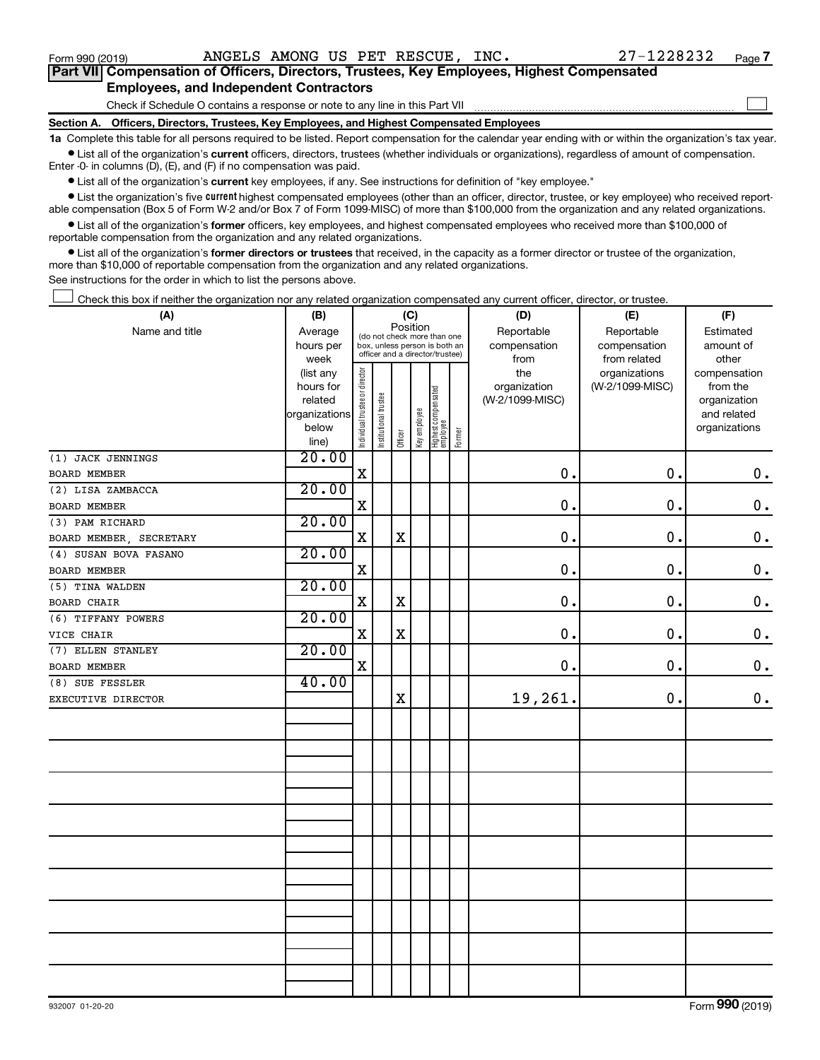Form 990 (2019) ANGELS AMONG US PET RESCUE, INC. 27-1228232 Page 7

**Part VII Compensation of Officers, Directors, Trustees, Key Employees, Highest Compensated Employees, and Independent Contractors**

Check if Schedule O contains a response or note to any line in this Part VII ☐

**Section A. Officers, Directors, Trustees, Key Employees, and Highest Compensated Employees**

**1a** Complete this table for all persons required to be listed. Report compensation for the calendar year ending with or within the organization's tax year.

- List all of the organization's **current** officers, directors, trustees (whether individuals or organizations), regardless of amount of compensation. Enter -0- in columns (D), (E), and (F) if no compensation was paid.
- List all of the organization's **current** key employees, if any. See instructions for definition of "key employee."
- List the organization's five **current** highest compensated employees (other than an officer, director, trustee, or key employee) who received reportable compensation (Box 5 of Form W-2 and/or Box 7 of Form 1099-MISC) of more than $100,000 from the organization and any related organizations.
- List all of the organization's **former** officers, key employees, and highest compensated employees who received more than $100,000 of reportable compensation from the organization and any related organizations.
- List all of the organization's **former directors or trustees** that received, in the capacity as a former director or trustee of the organization, more than $10,000 of reportable compensation from the organization and any related organizations.

See instructions for the order in which to list the persons above.

☐ Check this box if neither the organization nor any related organization compensated any current officer, director, or trustee.

| (A) Name and title | (B) Average hours per week (list any hours for related organizations below line) | (C) Position: Individual trustee or director | Institutional trustee | Officer | Key employee | Highest compensated employee | Former | (D) Reportable compensation from the organization (W-2/1099-MISC) | (E) Reportable compensation from related organizations (W-2/1099-MISC) | (F) Estimated amount of other compensation from the organization and related organizations |
|---|---|---|---|---|---|---|---|---|---|---|
| (1) JACK JENNINGS<br>BOARD MEMBER | 20.00 | X | | | | | | 0. | 0. | 0. |
| (2) LISA ZAMBACCA<br>BOARD MEMBER | 20.00 | X | | | | | | 0. | 0. | 0. |
| (3) PAM RICHARD<br>BOARD MEMBER, SECRETARY | 20.00 | X | | X | | | | 0. | 0. | 0. |
| (4) SUSAN BOVA FASANO<br>BOARD MEMBER | 20.00 | X | | | | | | 0. | 0. | 0. |
| (5) TINA WALDEN<br>BOARD CHAIR | 20.00 | X | | X | | | | 0. | 0. | 0. |
| (6) TIFFANY POWERS<br>VICE CHAIR | 20.00 | X | | X | | | | 0. | 0. | 0. |
| (7) ELLEN STANLEY<br>BOARD MEMBER | 20.00 | X | | | | | | 0. | 0. | 0. |
| (8) SUE FESSLER<br>EXECUTIVE DIRECTOR | 40.00 | | | X | | | | 19,261. | 0. | 0. |

932007 01-20-20 Form **990** (2019)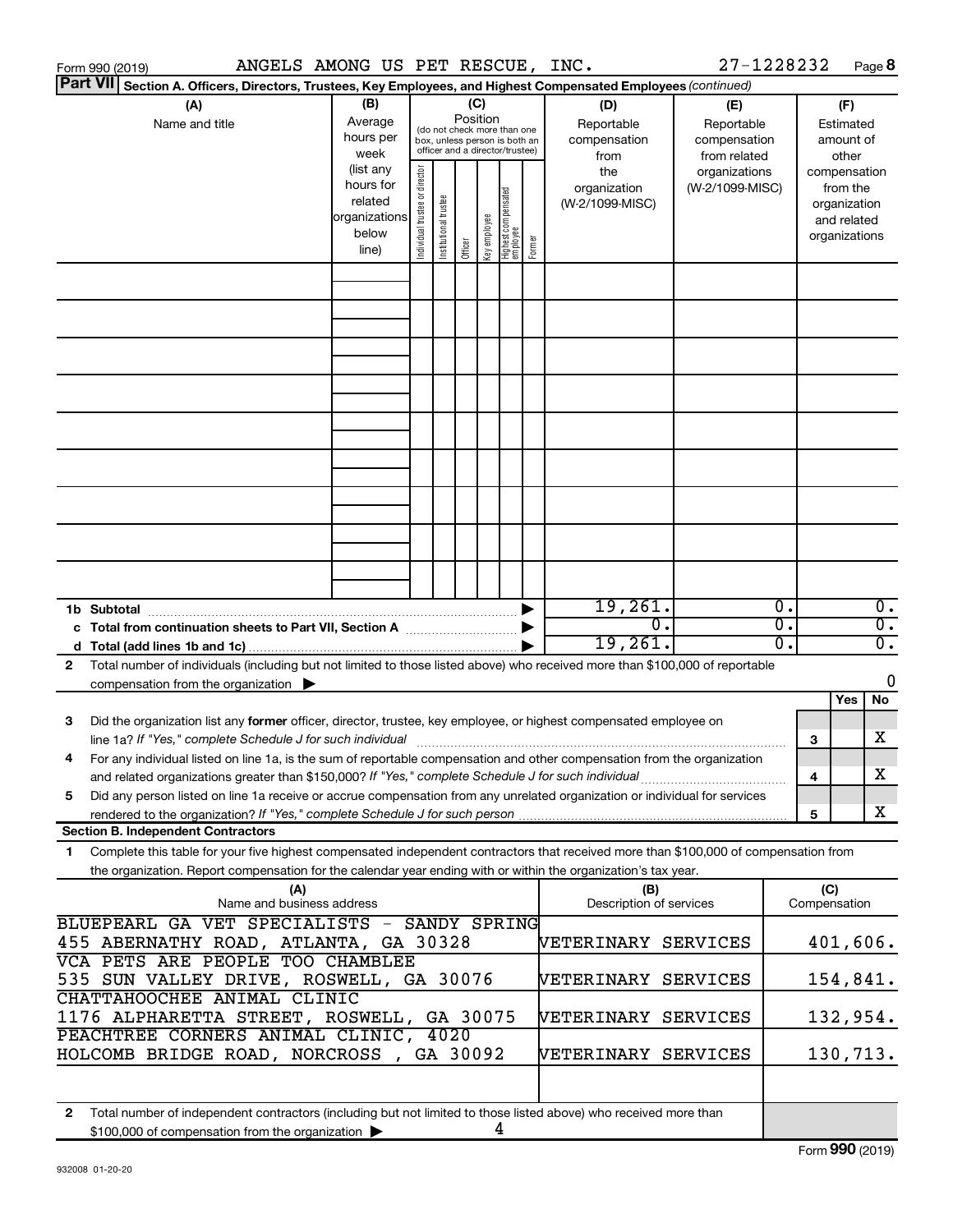Form 990 (2019) ANGELS AMONG US PET RESCUE, INC. 27-1228232 Page 8

**Part VII Section A. Officers, Directors, Trustees, Key Employees, and Highest Compensated Employees** *(continued)*

| (A) Name and title | (B) Average hours per week (list any hours for related organizations below line) | (C) Position (do not check more than one box, unless person is both an officer and a director/trustee): Individual trustee or director | Institutional trustee | Officer | Key employee | Highest compensated employee | Former | (D) Reportable compensation from the organization (W-2/1099-MISC) | (E) Reportable compensation from related organizations (W-2/1099-MISC) | (F) Estimated amount of other compensation from the organization and related organizations |
|---|---|---|---|---|---|---|---|---|---|---|
| | | | | | | | | | | |
| | | | | | | | | | | |
| | | | | | | | | | | |
| | | | | | | | | | | |
| | | | | | | | | | | |
| | | | | | | | | | | |
| | | | | | | | | | | |
| | | | | | | | | | | |
| | | | | | | | | | | |
| **1b Subtotal** | | | | | | | | 19,261. | 0. | 0. |
| **c Total from continuation sheets to Part VII, Section A** | | | | | | | | 0. | 0. | 0. |
| **d Total (add lines 1b and 1c)** | | | | | | | | 19,261. | 0. | 0. |

**2** Total number of individuals (including but not limited to those listed above) who received more than $100,000 of reportable compensation from the organization ▶ 0

| | | Yes | No |
|---|---|---|---|
| **3** Did the organization list any **former** officer, director, trustee, key employee, or highest compensated employee on line 1a? *If "Yes," complete Schedule J for such individual* | 3 | | X |
| **4** For any individual listed on line 1a, is the sum of reportable compensation and other compensation from the organization and related organizations greater than $150,000? *If "Yes," complete Schedule J for such individual* | 4 | | X |
| **5** Did any person listed on line 1a receive or accrue compensation from any unrelated organization or individual for services rendered to the organization? *If "Yes," complete Schedule J for such person* | 5 | | X |

**Section B. Independent Contractors**

**1** Complete this table for your five highest compensated independent contractors that received more than $100,000 of compensation from the organization. Report compensation for the calendar year ending with or within the organization's tax year.

| (A) Name and business address | (B) Description of services | (C) Compensation |
|---|---|---|
| BLUEPEARL GA VET SPECIALISTS - SANDY SPRING 455 ABERNATHY ROAD, ATLANTA, GA 30328 | VETERINARY SERVICES | 401,606. |
| VCA PETS ARE PEOPLE TOO CHAMBLEE 535 SUN VALLEY DRIVE, ROSWELL, GA 30076 | VETERINARY SERVICES | 154,841. |
| CHATTAHOOCHEE ANIMAL CLINIC 1176 ALPHARETTA STREET, ROSWELL, GA 30075 | VETERINARY SERVICES | 132,954. |
| PEACHTREE CORNERS ANIMAL CLINIC, 4020 HOLCOMB BRIDGE ROAD, NORCROSS , GA 30092 | VETERINARY SERVICES | 130,713. |
| | | |

**2** Total number of independent contractors (including but not limited to those listed above) who received more than $100,000 of compensation from the organization ▶ 4

932008 01-20-20 Form **990** (2019)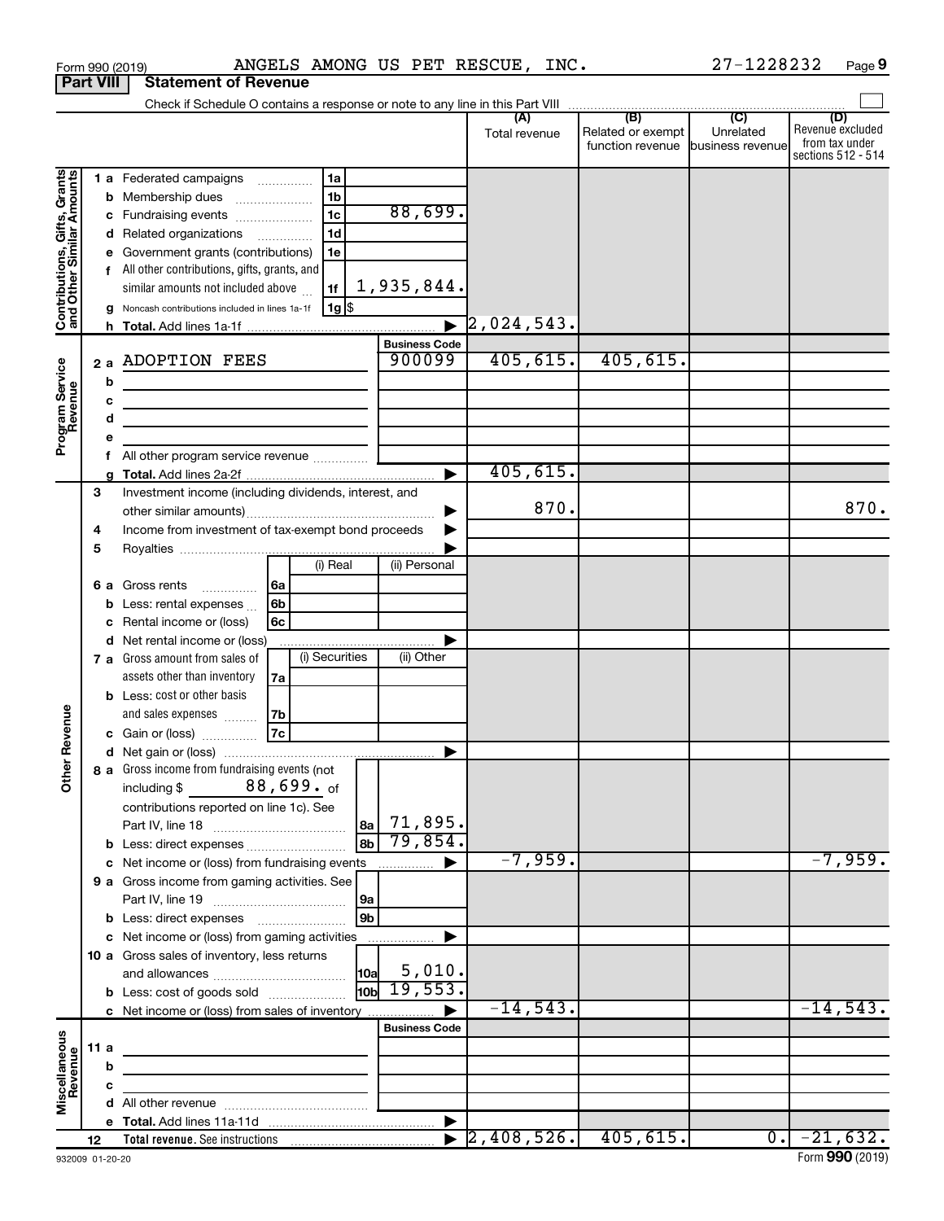Form 990 (2019) ANGELS AMONG US PET RESCUE, INC. 27-1228232 Page **9**

## Part VIII Statement of Revenue

Check if Schedule O contains a response or note to any line in this Part VIII

| | | | (A) Total revenue | (B) Related or exempt function revenue | (C) Unrelated business revenue | (D) Revenue excluded from tax under sections 512 - 514 |
|---|---|---|---|---|---|---|
| **Contributions, Gifts, Grants and Other Similar Amounts** | 1 a Federated campaigns | 1a | | | | |
| | b Membership dues | 1b | | | | |
| | c Fundraising events | 1c 88,699. | | | | |
| | d Related organizations | 1d | | | | |
| | e Government grants (contributions) | 1e | | | | |
| | f All other contributions, gifts, grants, and similar amounts not included above | 1f 1,935,844. | | | | |
| | g Noncash contributions included in lines 1a-1f | 1g $ | | | | |
| | h **Total.** Add lines 1a-1f | ▶ | 2,024,543. | | | |
| **Program Service Revenue** | | **Business Code** | | | | |
| | 2 a ADOPTION FEES | 900099 | 405,615. | 405,615. | | |
| | b | | | | | |
| | c | | | | | |
| | d | | | | | |
| | e | | | | | |
| | f All other program service revenue | | | | | |
| | g **Total.** Add lines 2a-2f | ▶ | 405,615. | | | |
| **Other Revenue** | 3 Investment income (including dividends, interest, and other similar amounts) | ▶ | 870. | | | 870. |
| | 4 Income from investment of tax-exempt bond proceeds | ▶ | | | | |
| | 5 Royalties | ▶ | | | | |
| | 6 a Gross rents — (i) Real / (ii) Personal | 6a | | | | |
| | b Less: rental expenses | 6b | | | | |
| | c Rental income or (loss) | 6c | | | | |
| | d Net rental income or (loss) | ▶ | | | | |
| | 7 a Gross amount from sales of assets other than inventory — (i) Securities / (ii) Other | 7a | | | | |
| | b Less: cost or other basis and sales expenses | 7b | | | | |
| | c Gain or (loss) | 7c | | | | |
| | d Net gain or (loss) | ▶ | | | | |
| | 8 a Gross income from fundraising events (not including $ 88,699. of contributions reported on line 1c). See Part IV, line 18 | 8a 71,895. | | | | |
| | b Less: direct expenses | 8b 79,854. | | | | |
| | c Net income or (loss) from fundraising events | ▶ | -7,959. | | | -7,959. |
| | 9 a Gross income from gaming activities. See Part IV, line 19 | 9a | | | | |
| | b Less: direct expenses | 9b | | | | |
| | c Net income or (loss) from gaming activities | ▶ | | | | |
| | 10 a Gross sales of inventory, less returns and allowances | 10a 5,010. | | | | |
| | b Less: cost of goods sold | 10b 19,553. | | | | |
| | c Net income or (loss) from sales of inventory | ▶ | -14,543. | | | -14,543. |
| **Miscellaneous Revenue** | | **Business Code** | | | | |
| | 11 a | | | | | |
| | b | | | | | |
| | c | | | | | |
| | d All other revenue | | | | | |
| | e **Total.** Add lines 11a-11d | ▶ | | | | |
| | 12 **Total revenue.** See instructions | ▶ | 2,408,526. | 405,615. | 0. | -21,632. |

932009 01-20-20 Form **990** (2019)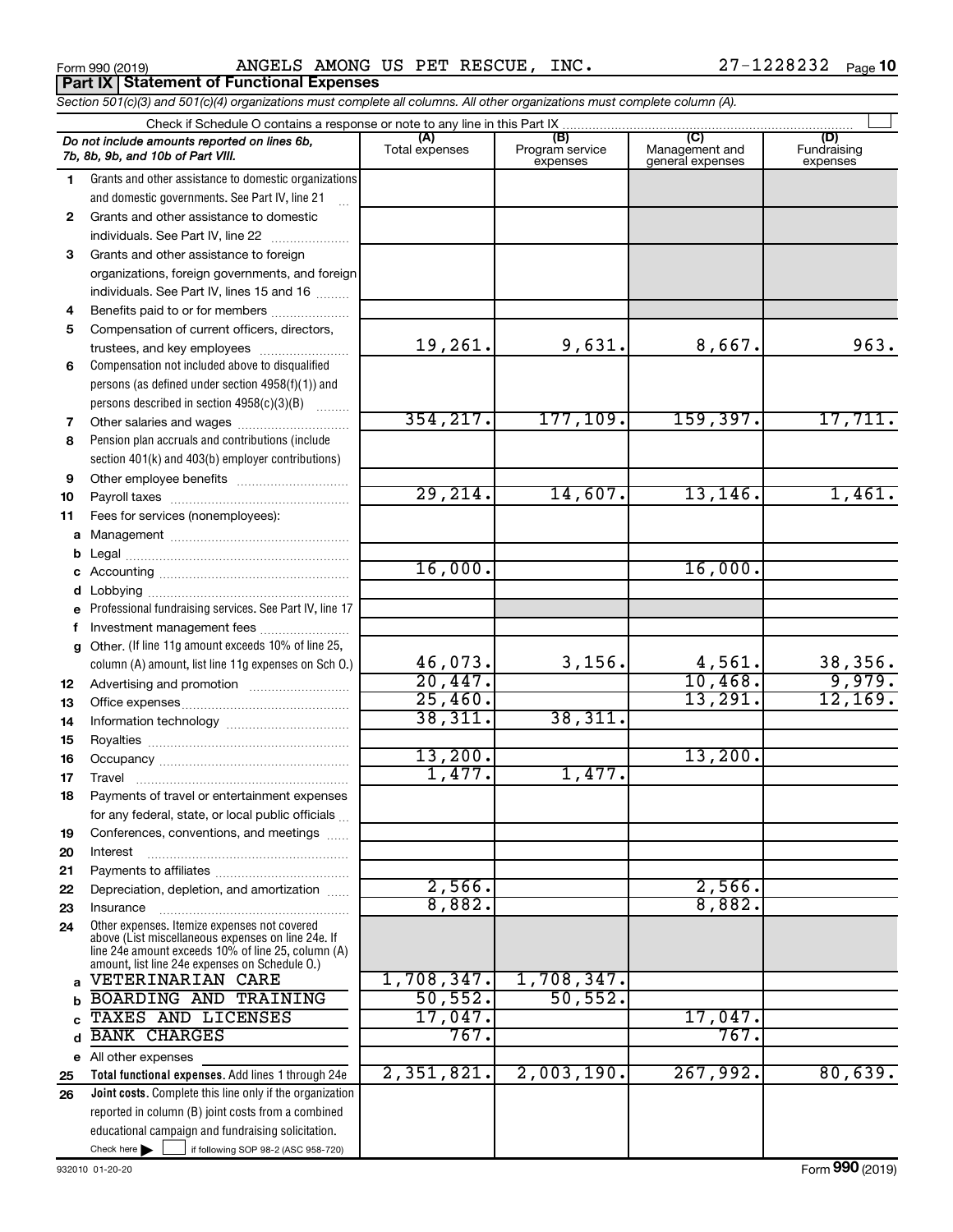Form 990 (2019) ANGELS AMONG US PET RESCUE, INC. 27-1228232 Page 10

**Part IX Statement of Functional Expenses**

*Section 501(c)(3) and 501(c)(4) organizations must complete all columns. All other organizations must complete column (A).*

Check if Schedule O contains a response or note to any line in this Part IX ☐

| | *Do not include amounts reported on lines 6b, 7b, 8b, 9b, and 10b of Part VIII.* | (A) Total expenses | (B) Program service expenses | (C) Management and general expenses | (D) Fundraising expenses |
|---|---|---|---|---|---|
| 1 | Grants and other assistance to domestic organizations and domestic governments. See Part IV, line 21 | | | | |
| 2 | Grants and other assistance to domestic individuals. See Part IV, line 22 | | | | |
| 3 | Grants and other assistance to foreign organizations, foreign governments, and foreign individuals. See Part IV, lines 15 and 16 | | | | |
| 4 | Benefits paid to or for members | | | | |
| 5 | Compensation of current officers, directors, trustees, and key employees | 19,261. | 9,631. | 8,667. | 963. |
| 6 | Compensation not included above to disqualified persons (as defined under section 4958(f)(1)) and persons described in section 4958(c)(3)(B) | | | | |
| 7 | Other salaries and wages | 354,217. | 177,109. | 159,397. | 17,711. |
| 8 | Pension plan accruals and contributions (include section 401(k) and 403(b) employer contributions) | | | | |
| 9 | Other employee benefits | | | | |
| 10 | Payroll taxes | 29,214. | 14,607. | 13,146. | 1,461. |
| 11 | Fees for services (nonemployees): | | | | |
| a | Management | | | | |
| b | Legal | | | | |
| c | Accounting | 16,000. | | 16,000. | |
| d | Lobbying | | | | |
| e | Professional fundraising services. See Part IV, line 17 | | | | |
| f | Investment management fees | | | | |
| g | Other. (If line 11g amount exceeds 10% of line 25, column (A) amount, list line 11g expenses on Sch O.) | 46,073. | 3,156. | 4,561. | 38,356. |
| 12 | Advertising and promotion | 20,447. | | 10,468. | 9,979. |
| 13 | Office expenses | 25,460. | | 13,291. | 12,169. |
| 14 | Information technology | 38,311. | 38,311. | | |
| 15 | Royalties | | | | |
| 16 | Occupancy | 13,200. | | 13,200. | |
| 17 | Travel | 1,477. | 1,477. | | |
| 18 | Payments of travel or entertainment expenses for any federal, state, or local public officials | | | | |
| 19 | Conferences, conventions, and meetings | | | | |
| 20 | Interest | | | | |
| 21 | Payments to affiliates | | | | |
| 22 | Depreciation, depletion, and amortization | 2,566. | | 2,566. | |
| 23 | Insurance | 8,882. | | 8,882. | |
| 24 | Other expenses. Itemize expenses not covered above (List miscellaneous expenses on line 24e. If line 24e amount exceeds 10% of line 25, column (A) amount, list line 24e expenses on Schedule O.) | | | | |
| a | VETERINARIAN CARE | 1,708,347. | 1,708,347. | | |
| b | BOARDING AND TRAINING | 50,552. | 50,552. | | |
| c | TAXES AND LICENSES | 17,047. | | 17,047. | |
| d | BANK CHARGES | 767. | | 767. | |
| e | All other expenses | | | | |
| 25 | **Total functional expenses.** Add lines 1 through 24e | 2,351,821. | 2,003,190. | 267,992. | 80,639. |
| 26 | **Joint costs.** Complete this line only if the organization reported in column (B) joint costs from a combined educational campaign and fundraising solicitation. Check here ☐ if following SOP 98-2 (ASC 958-720) | | | | |

932010 01-20-20 Form **990** (2019)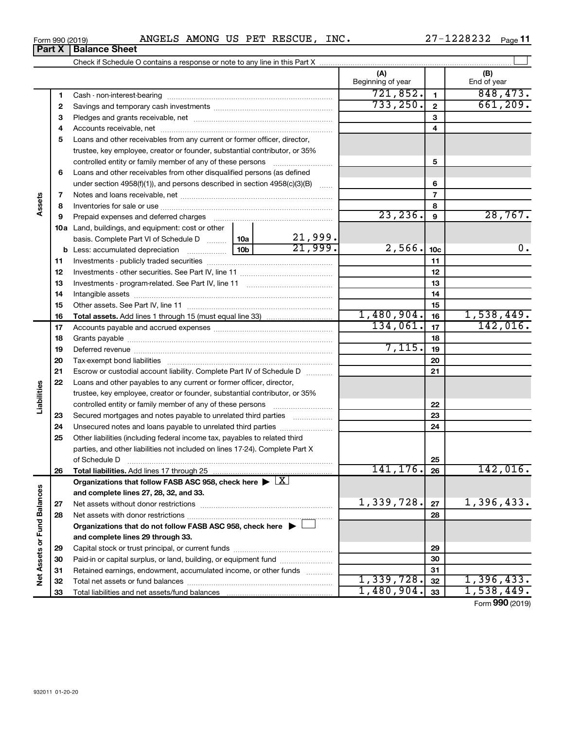Form 990 (2019) ANGELS AMONG US PET RESCUE, INC. 27-1228232

## Part X Balance Sheet

Check if Schedule O contains a response or note to any line in this Part X

| | | | | (A) Beginning of year | | (B) End of year |
|---|---|---|---|---|---|---|
| Assets | 1 | Cash - non-interest-bearing | | 721,852. | 1 | 848,473. |
| | 2 | Savings and temporary cash investments | | 733,250. | 2 | 661,209. |
| | 3 | Pledges and grants receivable, net | | | 3 | |
| | 4 | Accounts receivable, net | | | 4 | |
| | 5 | Loans and other receivables from any current or former officer, director, trustee, key employee, creator or founder, substantial contributor, or 35% controlled entity or family member of any of these persons | | | 5 | |
| | 6 | Loans and other receivables from other disqualified persons (as defined under section 4958(f)(1)), and persons described in section 4958(c)(3)(B) | | | 6 | |
| | 7 | Notes and loans receivable, net | | | 7 | |
| | 8 | Inventories for sale or use | | | 8 | |
| | 9 | Prepaid expenses and deferred charges | | 23,236. | 9 | 28,767. |
| | 10a | Land, buildings, and equipment: cost or other basis. Complete Part VI of Schedule D | 10a 21,999. | | | |
| | b | Less: accumulated depreciation | 10b 21,999. | 2,566. | 10c | 0. |
| | 11 | Investments - publicly traded securities | | | 11 | |
| | 12 | Investments - other securities. See Part IV, line 11 | | | 12 | |
| | 13 | Investments - program-related. See Part IV, line 11 | | | 13 | |
| | 14 | Intangible assets | | | 14 | |
| | 15 | Other assets. See Part IV, line 11 | | | 15 | |
| | 16 | **Total assets.** Add lines 1 through 15 (must equal line 33) | | 1,480,904. | 16 | 1,538,449. |
| Liabilities | 17 | Accounts payable and accrued expenses | | 134,061. | 17 | 142,016. |
| | 18 | Grants payable | | | 18 | |
| | 19 | Deferred revenue | | 7,115. | 19 | |
| | 20 | Tax-exempt bond liabilities | | | 20 | |
| | 21 | Escrow or custodial account liability. Complete Part IV of Schedule D | | | 21 | |
| | 22 | Loans and other payables to any current or former officer, director, trustee, key employee, creator or founder, substantial contributor, or 35% controlled entity or family member of any of these persons | | | 22 | |
| | 23 | Secured mortgages and notes payable to unrelated third parties | | | 23 | |
| | 24 | Unsecured notes and loans payable to unrelated third parties | | | 24 | |
| | 25 | Other liabilities (including federal income tax, payables to related third parties, and other liabilities not included on lines 17-24). Complete Part X of Schedule D | | | 25 | |
| | 26 | **Total liabilities.** Add lines 17 through 25 | | 141,176. | 26 | 142,016. |
| Net Assets or Fund Balances | | **Organizations that follow FASB ASC 958, check here** ▶ [X] **and complete lines 27, 28, 32, and 33.** | | | | |
| | 27 | Net assets without donor restrictions | | 1,339,728. | 27 | 1,396,433. |
| | 28 | Net assets with donor restrictions | | | 28 | |
| | | **Organizations that do not follow FASB ASC 958, check here** ▶ [ ] **and complete lines 29 through 33.** | | | | |
| | 29 | Capital stock or trust principal, or current funds | | | 29 | |
| | 30 | Paid-in or capital surplus, or land, building, or equipment fund | | | 30 | |
| | 31 | Retained earnings, endowment, accumulated income, or other funds | | | 31 | |
| | 32 | Total net assets or fund balances | | 1,339,728. | 32 | 1,396,433. |
| | 33 | Total liabilities and net assets/fund balances | | 1,480,904. | 33 | 1,538,449. |

Form **990** (2019)

932011 01-20-20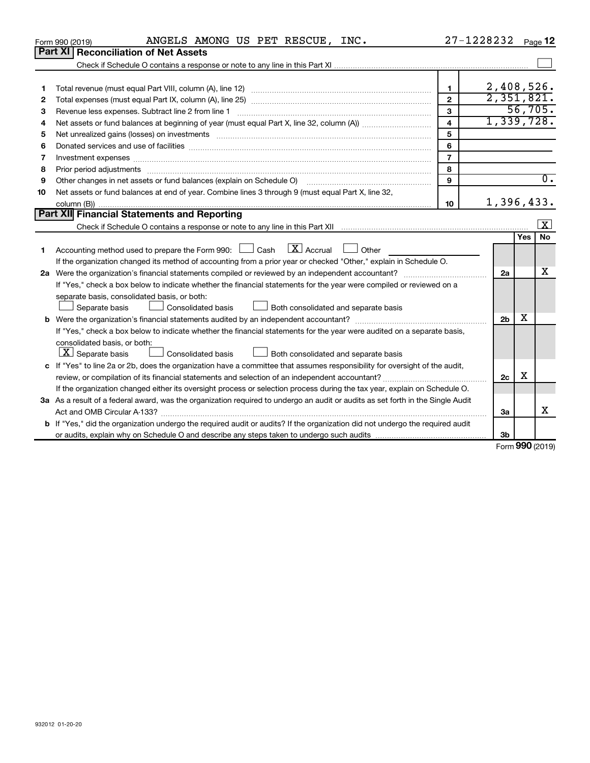Form 990 (2019) ANGELS AMONG US PET RESCUE, INC. 27-1228232 Page **12**

## Part XI Reconciliation of Net Assets

Check if Schedule O contains a response or note to any line in this Part XI ☐

| | | | |
|---|---|---|---|
| 1 | Total revenue (must equal Part VIII, column (A), line 12) | 1 | 2,408,526. |
| 2 | Total expenses (must equal Part IX, column (A), line 25) | 2 | 2,351,821. |
| 3 | Revenue less expenses. Subtract line 2 from line 1 | 3 | 56,705. |
| 4 | Net assets or fund balances at beginning of year (must equal Part X, line 32, column (A)) | 4 | 1,339,728. |
| 5 | Net unrealized gains (losses) on investments | 5 | |
| 6 | Donated services and use of facilities | 6 | |
| 7 | Investment expenses | 7 | |
| 8 | Prior period adjustments | 8 | |
| 9 | Other changes in net assets or fund balances (explain on Schedule O) | 9 | 0. |
| 10 | Net assets or fund balances at end of year. Combine lines 3 through 9 (must equal Part X, line 32, column (B)) | 10 | 1,396,433. |

## Part XII Financial Statements and Reporting

Check if Schedule O contains a response or note to any line in this Part XII ☒

| | | | Yes | No |
|---|---|---|---|---|
| 1 | Accounting method used to prepare the Form 990: ☐ Cash ☒ Accrual ☐ Other | | | |
| | If the organization changed its method of accounting from a prior year or checked "Other," explain in Schedule O. | | | |
| 2a | Were the organization's financial statements compiled or reviewed by an independent accountant? | 2a | | X |
| | If "Yes," check a box below to indicate whether the financial statements for the year were compiled or reviewed on a separate basis, consolidated basis, or both:<br>☐ Separate basis ☐ Consolidated basis ☐ Both consolidated and separate basis | | | |
| b | Were the organization's financial statements audited by an independent accountant? | 2b | X | |
| | If "Yes," check a box below to indicate whether the financial statements for the year were audited on a separate basis, consolidated basis, or both:<br>☒ Separate basis ☐ Consolidated basis ☐ Both consolidated and separate basis | | | |
| c | If "Yes" to line 2a or 2b, does the organization have a committee that assumes responsibility for oversight of the audit, review, or compilation of its financial statements and selection of an independent accountant? | 2c | X | |
| | If the organization changed either its oversight process or selection process during the tax year, explain on Schedule O. | | | |
| 3a | As a result of a federal award, was the organization required to undergo an audit or audits as set forth in the Single Audit Act and OMB Circular A-133? | 3a | | X |
| b | If "Yes," did the organization undergo the required audit or audits? If the organization did not undergo the required audit or audits, explain why on Schedule O and describe any steps taken to undergo such audits | 3b | | |

Form **990** (2019)

932012 01-20-20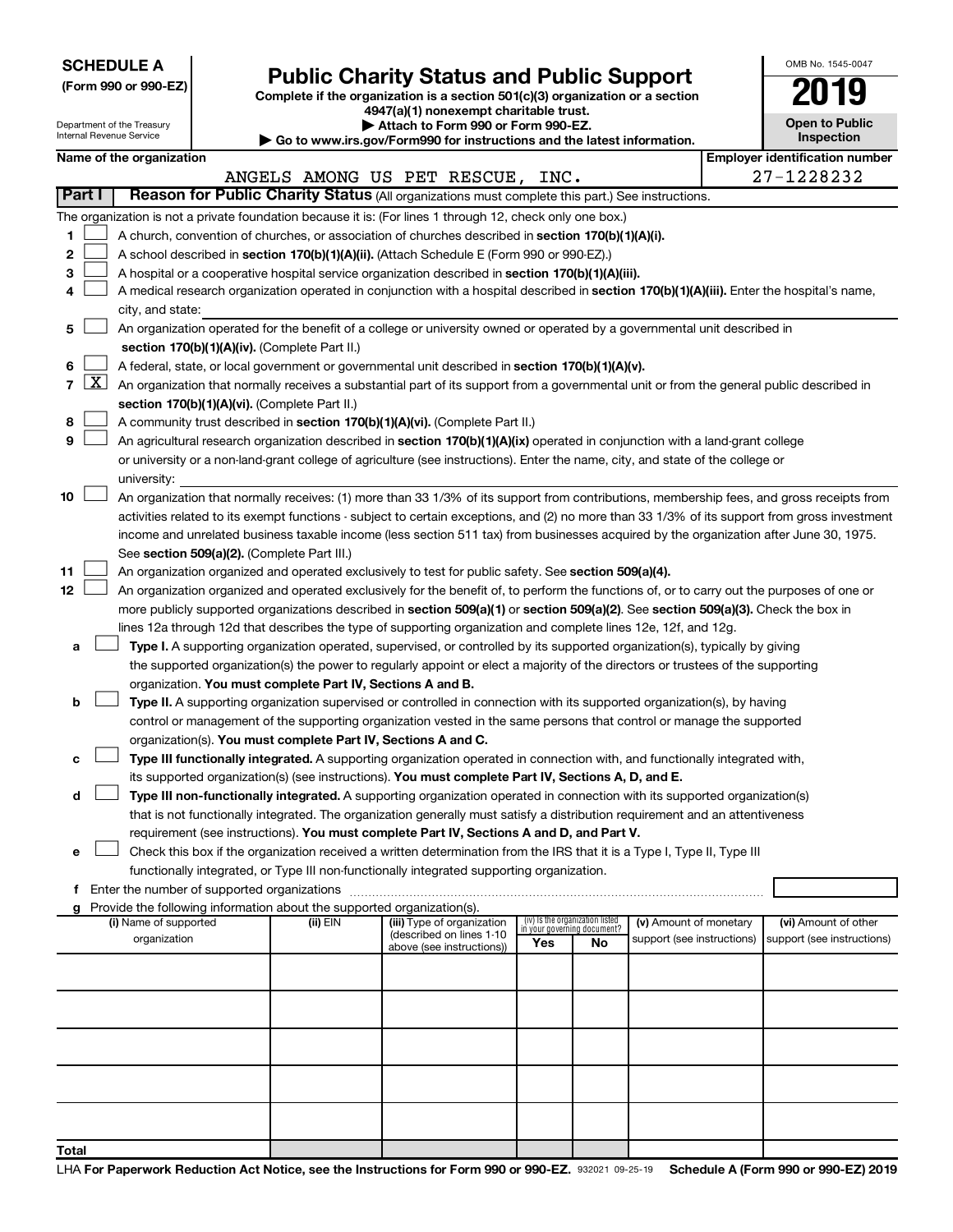**SCHEDULE A**
**(Form 990 or 990-EZ)**

Department of the Treasury
Internal Revenue Service

# Public Charity Status and Public Support

**Complete if the organization is a section 501(c)(3) organization or a section 4947(a)(1) nonexempt charitable trust.**
**▶ Attach to Form 990 or Form 990-EZ.**
**▶ Go to www.irs.gov/Form990 for instructions and the latest information.**

OMB No. 1545-0047

**2019**

**Open to Public Inspection**

| Name of the organization | Employer identification number |
|---|---|
| ANGELS AMONG US PET RESCUE, INC. | 27-1228232 |

## Part I — Reason for Public Charity Status (All organizations must complete this part.) See instructions.

The organization is not a private foundation because it is: (For lines 1 through 12, check only one box.)

1. ☐ A church, convention of churches, or association of churches described in **section 170(b)(1)(A)(i).**
2. ☐ A school described in **section 170(b)(1)(A)(ii).** (Attach Schedule E (Form 990 or 990-EZ).)
3. ☐ A hospital or a cooperative hospital service organization described in **section 170(b)(1)(A)(iii).**
4. ☐ A medical research organization operated in conjunction with a hospital described in **section 170(b)(1)(A)(iii).** Enter the hospital's name, city, and state:
5. ☐ An organization operated for the benefit of a college or university owned or operated by a governmental unit described in **section 170(b)(1)(A)(iv).** (Complete Part II.)
6. ☐ A federal, state, or local government or governmental unit described in **section 170(b)(1)(A)(v).**
7. ☒ An organization that normally receives a substantial part of its support from a governmental unit or from the general public described in **section 170(b)(1)(A)(vi).** (Complete Part II.)
8. ☐ A community trust described in **section 170(b)(1)(A)(vi).** (Complete Part II.)
9. ☐ An agricultural research organization described in **section 170(b)(1)(A)(ix)** operated in conjunction with a land-grant college or university or a non-land-grant college of agriculture (see instructions). Enter the name, city, and state of the college or university:
10. ☐ An organization that normally receives: (1) more than 33 1/3% of its support from contributions, membership fees, and gross receipts from activities related to its exempt functions - subject to certain exceptions, and (2) no more than 33 1/3% of its support from gross investment income and unrelated business taxable income (less section 511 tax) from businesses acquired by the organization after June 30, 1975. See **section 509(a)(2).** (Complete Part III.)
11. ☐ An organization organized and operated exclusively to test for public safety. See **section 509(a)(4).**
12. ☐ An organization organized and operated exclusively for the benefit of, to perform the functions of, or to carry out the purposes of one or more publicly supported organizations described in **section 509(a)(1)** or **section 509(a)(2).** See **section 509(a)(3).** Check the box in lines 12a through 12d that describes the type of supporting organization and complete lines 12e, 12f, and 12g.
   - **a** ☐ **Type I.** A supporting organization operated, supervised, or controlled by its supported organization(s), typically by giving the supported organization(s) the power to regularly appoint or elect a majority of the directors or trustees of the supporting organization. **You must complete Part IV, Sections A and B.**
   - **b** ☐ **Type II.** A supporting organization supervised or controlled in connection with its supported organization(s), by having control or management of the supporting organization vested in the same persons that control or manage the supported organization(s). **You must complete Part IV, Sections A and C.**
   - **c** ☐ **Type III functionally integrated.** A supporting organization operated in connection with, and functionally integrated with, its supported organization(s) (see instructions). **You must complete Part IV, Sections A, D, and E.**
   - **d** ☐ **Type III non-functionally integrated.** A supporting organization operated in connection with its supported organization(s) that is not functionally integrated. The organization generally must satisfy a distribution requirement and an attentiveness requirement (see instructions). **You must complete Part IV, Sections A and D, and Part V.**
   - **e** ☐ Check this box if the organization received a written determination from the IRS that it is a Type I, Type II, Type III functionally integrated, or Type III non-functionally integrated supporting organization.
   - **f** Enter the number of supported organizations
   - **g** Provide the following information about the supported organization(s).

| (i) Name of supported organization | (ii) EIN | (iii) Type of organization (described on lines 1-10 above (see instructions)) | (iv) Is the organization listed in your governing document? Yes | No | (v) Amount of monetary support (see instructions) | (vi) Amount of other support (see instructions) |
|---|---|---|---|---|---|---|
| | | | | | | |
| | | | | | | |
| | | | | | | |
| | | | | | | |
| | | | | | | |
| **Total** | | | | | | |

LHA **For Paperwork Reduction Act Notice, see the Instructions for Form 990 or 990-EZ.** 932021 09-25-19 **Schedule A (Form 990 or 990-EZ) 2019**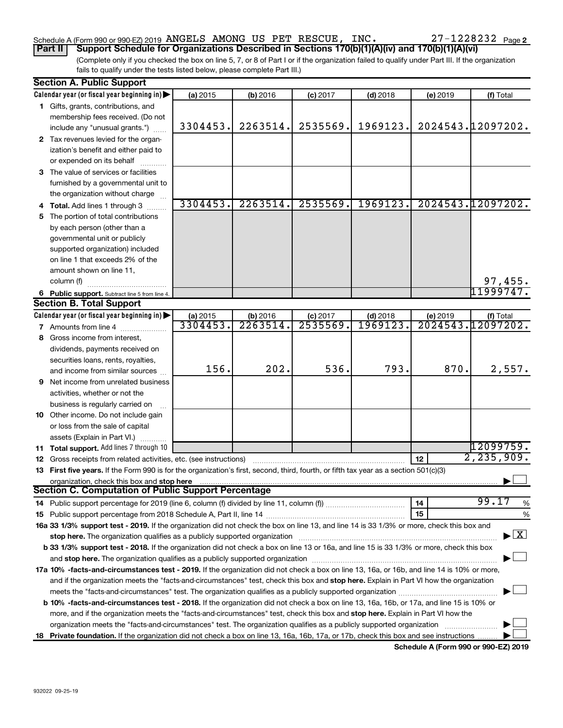Schedule A (Form 990 or 990-EZ) 2019 ANGELS AMONG US PET RESCUE, INC. 27-1228232 Page 2

**Part II** **Support Schedule for Organizations Described in Sections 170(b)(1)(A)(iv) and 170(b)(1)(A)(vi)**

(Complete only if you checked the box on line 5, 7, or 8 of Part I or if the organization failed to qualify under Part III. If the organization fails to qualify under the tests listed below, please complete Part III.)

## Section A. Public Support

| Calendar year (or fiscal year beginning in) ▶ | (a) 2015 | (b) 2016 | (c) 2017 | (d) 2018 | (e) 2019 | (f) Total |
|---|---|---|---|---|---|---|
| **1** Gifts, grants, contributions, and membership fees received. (Do not include any "unusual grants.") | 3304453. | 2263514. | 2535569. | 1969123. | 2024543. | 12097202. |
| **2** Tax revenues levied for the organization's benefit and either paid to or expended on its behalf | | | | | | |
| **3** The value of services or facilities furnished by a governmental unit to the organization without charge | | | | | | |
| **4** **Total.** Add lines 1 through 3 | 3304453. | 2263514. | 2535569. | 1969123. | 2024543. | 12097202. |
| **5** The portion of total contributions by each person (other than a governmental unit or publicly supported organization) included on line 1 that exceeds 2% of the amount shown on line 11, column (f) | | | | | | 97,455. |
| **6** **Public support.** Subtract line 5 from line 4. | | | | | | 11999747. |

## Section B. Total Support

| Calendar year (or fiscal year beginning in) ▶ | (a) 2015 | (b) 2016 | (c) 2017 | (d) 2018 | (e) 2019 | (f) Total |
|---|---|---|---|---|---|---|
| **7** Amounts from line 4 | 3304453. | 2263514. | 2535569. | 1969123. | 2024543. | 12097202. |
| **8** Gross income from interest, dividends, payments received on securities loans, rents, royalties, and income from similar sources | 156. | 202. | 536. | 793. | 870. | 2,557. |
| **9** Net income from unrelated business activities, whether or not the business is regularly carried on | | | | | | |
| **10** Other income. Do not include gain or loss from the sale of capital assets (Explain in Part VI.) | | | | | | |
| **11** **Total support.** Add lines 7 through 10 | | | | | | 12099759. |

**12** Gross receipts from related activities, etc. (see instructions) | **12** | 2,235,909.

**13** **First five years.** If the Form 990 is for the organization's first, second, third, fourth, or fifth tax year as a section 501(c)(3) organization, check this box and **stop here** ▶ ☐

## Section C. Computation of Public Support Percentage

**14** Public support percentage for 2019 (line 6, column (f) divided by line 11, column (f)) | **14** | 99.17 %

**15** Public support percentage from 2018 Schedule A, Part II, line 14 | **15** | %

**16a** **33 1/3% support test - 2019.** If the organization did not check the box on line 13, and line 14 is 33 1/3% or more, check this box and **stop here.** The organization qualifies as a publicly supported organization ▶ ☒

**b** **33 1/3% support test - 2018.** If the organization did not check a box on line 13 or 16a, and line 15 is 33 1/3% or more, check this box and **stop here.** The organization qualifies as a publicly supported organization ▶ ☐

**17a** **10% -facts-and-circumstances test - 2019.** If the organization did not check a box on line 13, 16a, or 16b, and line 14 is 10% or more, and if the organization meets the "facts-and-circumstances" test, check this box and **stop here.** Explain in Part VI how the organization meets the "facts-and-circumstances" test. The organization qualifies as a publicly supported organization ▶ ☐

**b** **10% -facts-and-circumstances test - 2018.** If the organization did not check a box on line 13, 16a, 16b, or 17a, and line 15 is 10% or more, and if the organization meets the "facts-and-circumstances" test, check this box and **stop here.** Explain in Part VI how the organization meets the "facts-and-circumstances" test. The organization qualifies as a publicly supported organization ▶ ☐

**18** **Private foundation.** If the organization did not check a box on line 13, 16a, 16b, 17a, or 17b, check this box and see instructions ▶ ☐

**Schedule A (Form 990 or 990-EZ) 2019**

932022 09-25-19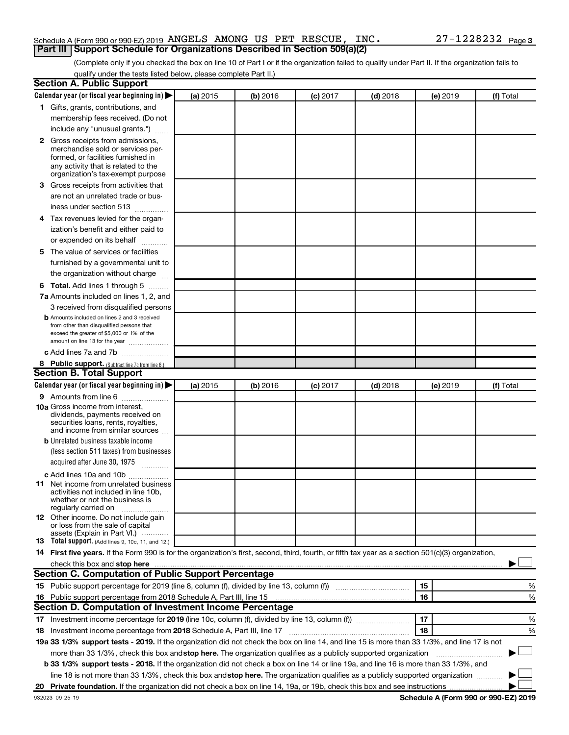Schedule A (Form 990 or 990-EZ) 2019 ANGELS AMONG US PET RESCUE, INC. 27-1228232 Page 3

## Part III Support Schedule for Organizations Described in Section 509(a)(2)

(Complete only if you checked the box on line 10 of Part I or if the organization failed to qualify under Part II. If the organization fails to qualify under the tests listed below, please complete Part II.)

### Section A. Public Support

| Calendar year (or fiscal year beginning in) ▶ | (a) 2015 | (b) 2016 | (c) 2017 | (d) 2018 | (e) 2019 | (f) Total |
|---|---|---|---|---|---|---|
| **1** Gifts, grants, contributions, and membership fees received. (Do not include any "unusual grants.") | | | | | | |
| **2** Gross receipts from admissions, merchandise sold or services performed, or facilities furnished in any activity that is related to the organization's tax-exempt purpose | | | | | | |
| **3** Gross receipts from activities that are not an unrelated trade or business under section 513 | | | | | | |
| **4** Tax revenues levied for the organization's benefit and either paid to or expended on its behalf | | | | | | |
| **5** The value of services or facilities furnished by a governmental unit to the organization without charge | | | | | | |
| **6 Total.** Add lines 1 through 5 | | | | | | |
| **7a** Amounts included on lines 1, 2, and 3 received from disqualified persons | | | | | | |
| **b** Amounts included on lines 2 and 3 received from other than disqualified persons that exceed the greater of $5,000 or 1% of the amount on line 13 for the year | | | | | | |
| **c** Add lines 7a and 7b | | | | | | |
| **8 Public support.** (Subtract line 7c from line 6.) | | | | | | |

### Section B. Total Support

| Calendar year (or fiscal year beginning in) ▶ | (a) 2015 | (b) 2016 | (c) 2017 | (d) 2018 | (e) 2019 | (f) Total |
|---|---|---|---|---|---|---|
| **9** Amounts from line 6 | | | | | | |
| **10a** Gross income from interest, dividends, payments received on securities loans, rents, royalties, and income from similar sources | | | | | | |
| **b** Unrelated business taxable income (less section 511 taxes) from businesses acquired after June 30, 1975 | | | | | | |
| **c** Add lines 10a and 10b | | | | | | |
| **11** Net income from unrelated business activities not included in line 10b, whether or not the business is regularly carried on | | | | | | |
| **12** Other income. Do not include gain or loss from the sale of capital assets (Explain in Part VI.) | | | | | | |
| **13 Total support.** (Add lines 9, 10c, 11, and 12.) | | | | | | |

**14 First five years.** If the Form 990 is for the organization's first, second, third, fourth, or fifth tax year as a section 501(c)(3) organization, check this box and **stop here** ▶ ☐

### Section C. Computation of Public Support Percentage

| | | | |
|---|---|---|---|
| **15** Public support percentage for 2019 (line 8, column (f), divided by line 13, column (f)) | 15 | | % |
| **16** Public support percentage from 2018 Schedule A, Part III, line 15 | 16 | | % |

### Section D. Computation of Investment Income Percentage

| | | | |
|---|---|---|---|
| **17** Investment income percentage for **2019** (line 10c, column (f), divided by line 13, column (f)) | 17 | | % |
| **18** Investment income percentage from **2018** Schedule A, Part III, line 17 | 18 | | % |

**19a 33 1/3% support tests - 2019.** If the organization did not check the box on line 14, and line 15 is more than 33 1/3%, and line 17 is not more than 33 1/3%, check this box and **stop here.** The organization qualifies as a publicly supported organization ▶ ☐

**b 33 1/3% support tests - 2018.** If the organization did not check a box on line 14 or line 19a, and line 16 is more than 33 1/3%, and line 18 is not more than 33 1/3%, check this box and **stop here.** The organization qualifies as a publicly supported organization ▶ ☐

**20 Private foundation.** If the organization did not check a box on line 14, 19a, or 19b, check this box and see instructions ▶ ☐

932023 09-25-19 **Schedule A (Form 990 or 990-EZ) 2019**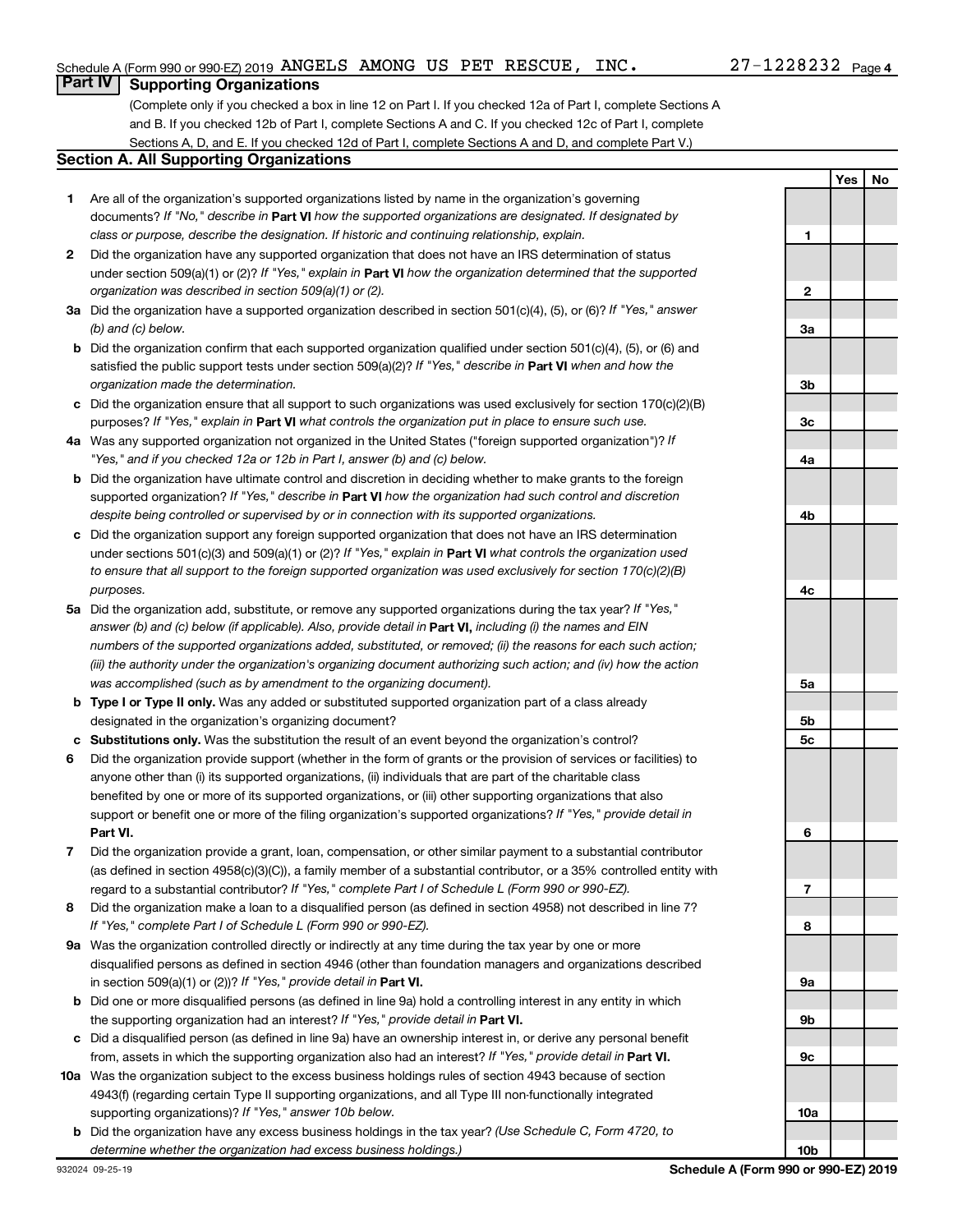Schedule A (Form 990 or 990-EZ) 2019 ANGELS AMONG US PET RESCUE, INC. 27-1228232 Page 4

**Part IV | Supporting Organizations**

(Complete only if you checked a box in line 12 on Part I. If you checked 12a of Part I, complete Sections A and B. If you checked 12b of Part I, complete Sections A and C. If you checked 12c of Part I, complete Sections A, D, and E. If you checked 12d of Part I, complete Sections A and D, and complete Part V.)

## Section A. All Supporting Organizations

| | | | Yes | No |
|---|---|---|---|---|
| 1 | Are all of the organization's supported organizations listed by name in the organization's governing documents? *If "No," describe in* **Part VI** *how the supported organizations are designated. If designated by class or purpose, describe the designation. If historic and continuing relationship, explain.* | 1 | | |
| 2 | Did the organization have any supported organization that does not have an IRS determination of status under section 509(a)(1) or (2)? *If "Yes," explain in* **Part VI** *how the organization determined that the supported organization was described in section 509(a)(1) or (2).* | 2 | | |
| 3a | Did the organization have a supported organization described in section 501(c)(4), (5), or (6)? *If "Yes," answer (b) and (c) below.* | 3a | | |
| b | Did the organization confirm that each supported organization qualified under section 501(c)(4), (5), or (6) and satisfied the public support tests under section 509(a)(2)? *If "Yes," describe in* **Part VI** *when and how the organization made the determination.* | 3b | | |
| c | Did the organization ensure that all support to such organizations was used exclusively for section 170(c)(2)(B) purposes? *If "Yes," explain in* **Part VI** *what controls the organization put in place to ensure such use.* | 3c | | |
| 4a | Was any supported organization not organized in the United States ("foreign supported organization")? *If "Yes," and if you checked 12a or 12b in Part I, answer (b) and (c) below.* | 4a | | |
| b | Did the organization have ultimate control and discretion in deciding whether to make grants to the foreign supported organization? *If "Yes," describe in* **Part VI** *how the organization had such control and discretion despite being controlled or supervised by or in connection with its supported organizations.* | 4b | | |
| c | Did the organization support any foreign supported organization that does not have an IRS determination under sections 501(c)(3) and 509(a)(1) or (2)? *If "Yes," explain in* **Part VI** *what controls the organization used to ensure that all support to the foreign supported organization was used exclusively for section 170(c)(2)(B) purposes.* | 4c | | |
| 5a | Did the organization add, substitute, or remove any supported organizations during the tax year? *If "Yes," answer (b) and (c) below (if applicable). Also, provide detail in* **Part VI,** *including (i) the names and EIN numbers of the supported organizations added, substituted, or removed; (ii) the reasons for each such action; (iii) the authority under the organization's organizing document authorizing such action; and (iv) how the action was accomplished (such as by amendment to the organizing document).* | 5a | | |
| b | **Type I or Type II only.** Was any added or substituted supported organization part of a class already designated in the organization's organizing document? | 5b | | |
| c | **Substitutions only.** Was the substitution the result of an event beyond the organization's control? | 5c | | |
| 6 | Did the organization provide support (whether in the form of grants or the provision of services or facilities) to anyone other than (i) its supported organizations, (ii) individuals that are part of the charitable class benefited by one or more of its supported organizations, or (iii) other supporting organizations that also support or benefit one or more of the filing organization's supported organizations? *If "Yes," provide detail in* **Part VI.** | 6 | | |
| 7 | Did the organization provide a grant, loan, compensation, or other similar payment to a substantial contributor (as defined in section 4958(c)(3)(C)), a family member of a substantial contributor, or a 35% controlled entity with regard to a substantial contributor? *If "Yes," complete Part I of Schedule L (Form 990 or 990-EZ).* | 7 | | |
| 8 | Did the organization make a loan to a disqualified person (as defined in section 4958) not described in line 7? *If "Yes," complete Part I of Schedule L (Form 990 or 990-EZ).* | 8 | | |
| 9a | Was the organization controlled directly or indirectly at any time during the tax year by one or more disqualified persons as defined in section 4946 (other than foundation managers and organizations described in section 509(a)(1) or (2))? *If "Yes," provide detail in* **Part VI.** | 9a | | |
| b | Did one or more disqualified persons (as defined in line 9a) hold a controlling interest in any entity in which the supporting organization had an interest? *If "Yes," provide detail in* **Part VI.** | 9b | | |
| c | Did a disqualified person (as defined in line 9a) have an ownership interest in, or derive any personal benefit from, assets in which the supporting organization also had an interest? *If "Yes," provide detail in* **Part VI.** | 9c | | |
| 10a | Was the organization subject to the excess business holdings rules of section 4943 because of section 4943(f) (regarding certain Type II supporting organizations, and all Type III non-functionally integrated supporting organizations)? *If "Yes," answer 10b below.* | 10a | | |
| b | Did the organization have any excess business holdings in the tax year? *(Use Schedule C, Form 4720, to determine whether the organization had excess business holdings.)* | 10b | | |

932024 09-25-19 **Schedule A (Form 990 or 990-EZ) 2019**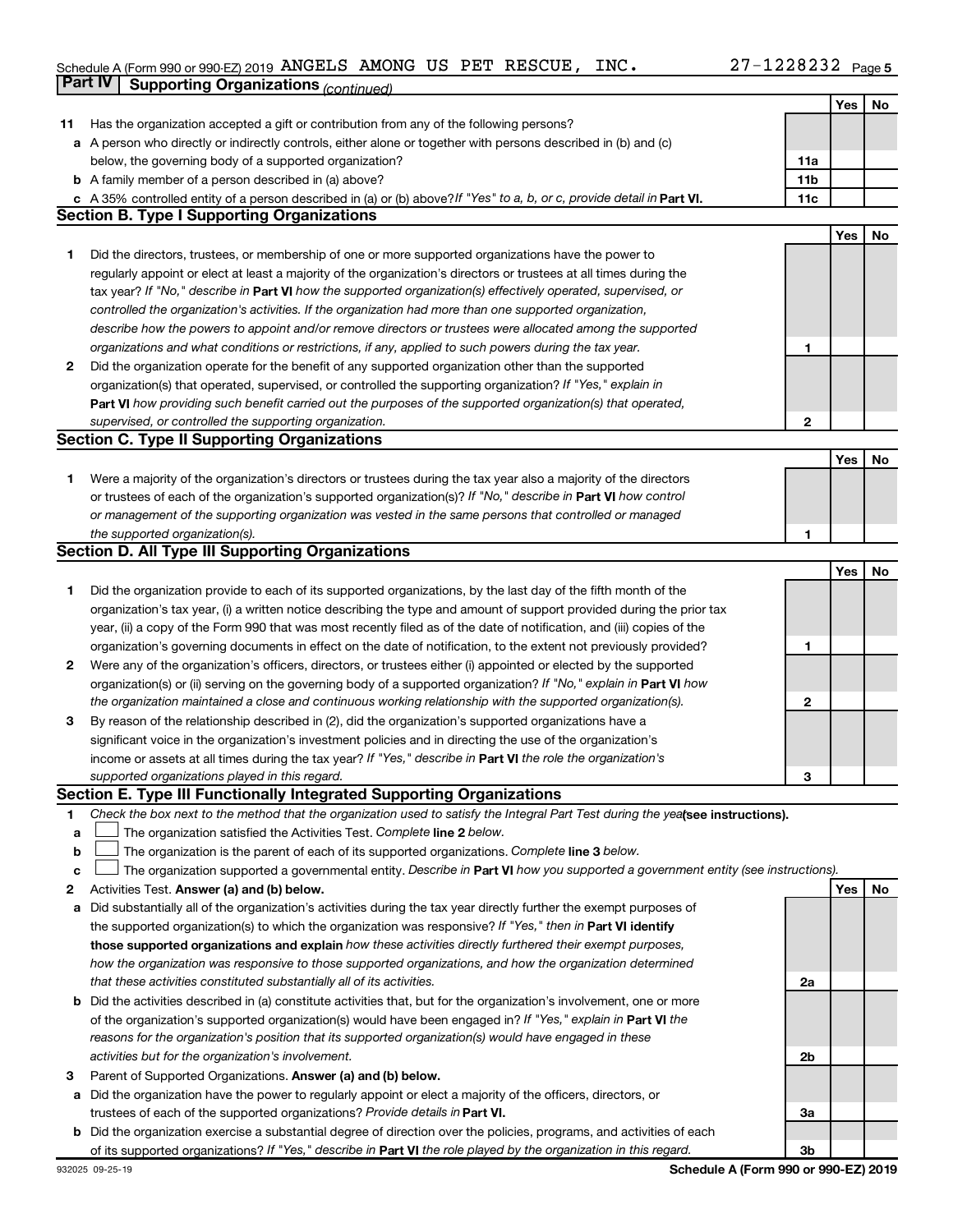Schedule A (Form 990 or 990-EZ) 2019 ANGELS AMONG US PET RESCUE, INC. 27-1228232 Page 5

**Part IV Supporting Organizations** *(continued)*

| | | | Yes | No |
|---|---|---|---|---|
| **11** | Has the organization accepted a gift or contribution from any of the following persons? | | | |
| **a** | A person who directly or indirectly controls, either alone or together with persons described in (b) and (c) below, the governing body of a supported organization? | **11a** | | |
| **b** | A family member of a person described in (a) above? | **11b** | | |
| **c** | A 35% controlled entity of a person described in (a) or (b) above? *If "Yes" to a, b, or c, provide detail in* **Part VI.** | **11c** | | |

## Section B. Type I Supporting Organizations

| | | | Yes | No |
|---|---|---|---|---|
| **1** | Did the directors, trustees, or membership of one or more supported organizations have the power to regularly appoint or elect at least a majority of the organization's directors or trustees at all times during the tax year? *If "No," describe in* **Part VI** *how the supported organization(s) effectively operated, supervised, or controlled the organization's activities. If the organization had more than one supported organization, describe how the powers to appoint and/or remove directors or trustees were allocated among the supported organizations and what conditions or restrictions, if any, applied to such powers during the tax year.* | **1** | | |
| **2** | Did the organization operate for the benefit of any supported organization other than the supported organization(s) that operated, supervised, or controlled the supporting organization? *If "Yes," explain in* **Part VI** *how providing such benefit carried out the purposes of the supported organization(s) that operated, supervised, or controlled the supporting organization.* | **2** | | |

## Section C. Type II Supporting Organizations

| | | | Yes | No |
|---|---|---|---|---|
| **1** | Were a majority of the organization's directors or trustees during the tax year also a majority of the directors or trustees of each of the organization's supported organization(s)? *If "No," describe in* **Part VI** *how control or management of the supporting organization was vested in the same persons that controlled or managed the supported organization(s).* | **1** | | |

## Section D. All Type III Supporting Organizations

| | | | Yes | No |
|---|---|---|---|---|
| **1** | Did the organization provide to each of its supported organizations, by the last day of the fifth month of the organization's tax year, (i) a written notice describing the type and amount of support provided during the prior tax year, (ii) a copy of the Form 990 that was most recently filed as of the date of notification, and (iii) copies of the organization's governing documents in effect on the date of notification, to the extent not previously provided? | **1** | | |
| **2** | Were any of the organization's officers, directors, or trustees either (i) appointed or elected by the supported organization(s) or (ii) serving on the governing body of a supported organization? *If "No," explain in* **Part VI** *how the organization maintained a close and continuous working relationship with the supported organization(s).* | **2** | | |
| **3** | By reason of the relationship described in (2), did the organization's supported organizations have a significant voice in the organization's investment policies and in directing the use of the organization's income or assets at all times during the tax year? *If "Yes," describe in* **Part VI** *the role the organization's supported organizations played in this regard.* | **3** | | |

## Section E. Type III Functionally Integrated Supporting Organizations

**1** *Check the box next to the method that the organization used to satisfy the Integral Part Test during the year* **(see instructions).**

- **a** ☐ The organization satisfied the Activities Test. *Complete* **line 2** *below.*
- **b** ☐ The organization is the parent of each of its supported organizations. *Complete* **line 3** *below.*
- **c** ☐ The organization supported a governmental entity. *Describe in* **Part VI** *how you supported a government entity (see instructions).*

| | | | Yes | No |
|---|---|---|---|---|
| **2** | Activities Test. **Answer (a) and (b) below.** | | | |
| **a** | Did substantially all of the organization's activities during the tax year directly further the exempt purposes of the supported organization(s) to which the organization was responsive? *If "Yes," then in* **Part VI identify those supported organizations and explain** *how these activities directly furthered their exempt purposes, how the organization was responsive to those supported organizations, and how the organization determined that these activities constituted substantially all of its activities.* | **2a** | | |
| **b** | Did the activities described in (a) constitute activities that, but for the organization's involvement, one or more of the organization's supported organization(s) would have been engaged in? *If "Yes," explain in* **Part VI** *the reasons for the organization's position that its supported organization(s) would have engaged in these activities but for the organization's involvement.* | **2b** | | |
| **3** | Parent of Supported Organizations. **Answer (a) and (b) below.** | | | |
| **a** | Did the organization have the power to regularly appoint or elect a majority of the officers, directors, or trustees of each of the supported organizations? *Provide details in* **Part VI.** | **3a** | | |
| **b** | Did the organization exercise a substantial degree of direction over the policies, programs, and activities of each of its supported organizations? *If "Yes," describe in* **Part VI** *the role played by the organization in this regard.* | **3b** | | |

932025 09-25-19 **Schedule A (Form 990 or 990-EZ) 2019**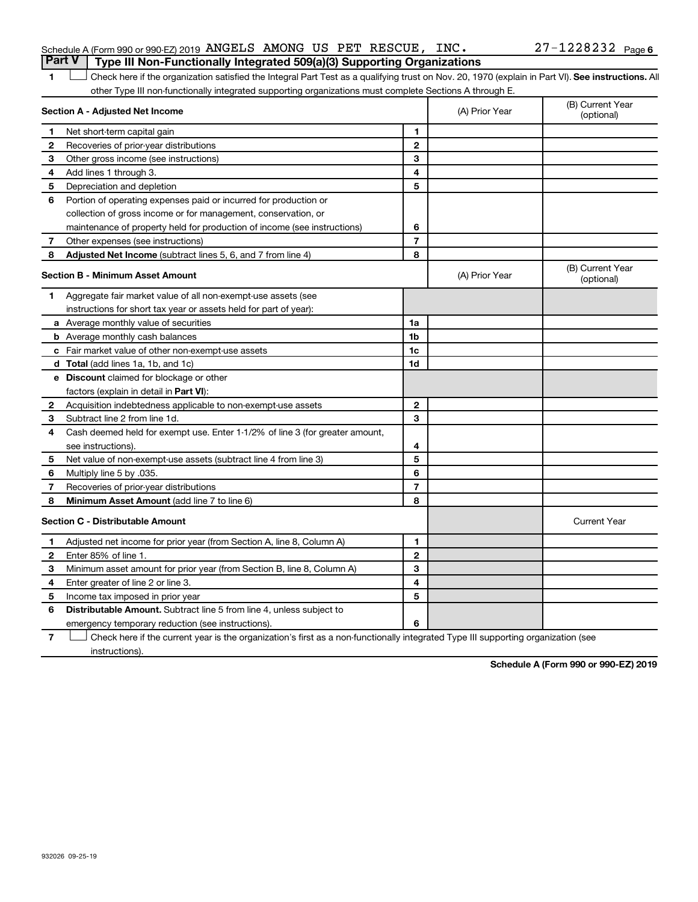## Part V Type III Non-Functionally Integrated 509(a)(3) Supporting Organizations

1 ☐ Check here if the organization satisfied the Integral Part Test as a qualifying trust on Nov. 20, 1970 (explain in Part VI). **See instructions.** All other Type III non-functionally integrated supporting organizations must complete Sections A through E.

| **Section A - Adjusted Net Income** | | | (A) Prior Year | (B) Current Year (optional) |
|---|---|---|---|---|
| 1 | Net short-term capital gain | 1 | | |
| 2 | Recoveries of prior-year distributions | 2 | | |
| 3 | Other gross income (see instructions) | 3 | | |
| 4 | Add lines 1 through 3. | 4 | | |
| 5 | Depreciation and depletion | 5 | | |
| 6 | Portion of operating expenses paid or incurred for production or collection of gross income or for management, conservation, or maintenance of property held for production of income (see instructions) | 6 | | |
| 7 | Other expenses (see instructions) | 7 | | |
| 8 | **Adjusted Net Income** (subtract lines 5, 6, and 7 from line 4) | 8 | | |

| **Section B - Minimum Asset Amount** | | | (A) Prior Year | (B) Current Year (optional) |
|---|---|---|---|---|
| 1 | Aggregate fair market value of all non-exempt-use assets (see instructions for short tax year or assets held for part of year): | | | |
| a | Average monthly value of securities | 1a | | |
| b | Average monthly cash balances | 1b | | |
| c | Fair market value of other non-exempt-use assets | 1c | | |
| d | **Total** (add lines 1a, 1b, and 1c) | 1d | | |
| e | **Discount** claimed for blockage or other factors (explain in detail in **Part VI**): | | | |
| 2 | Acquisition indebtedness applicable to non-exempt-use assets | 2 | | |
| 3 | Subtract line 2 from line 1d. | 3 | | |
| 4 | Cash deemed held for exempt use. Enter 1-1/2% of line 3 (for greater amount, see instructions). | 4 | | |
| 5 | Net value of non-exempt-use assets (subtract line 4 from line 3) | 5 | | |
| 6 | Multiply line 5 by .035. | 6 | | |
| 7 | Recoveries of prior-year distributions | 7 | | |
| 8 | **Minimum Asset Amount** (add line 7 to line 6) | 8 | | |

| **Section C - Distributable Amount** | | | | Current Year |
|---|---|---|---|---|
| 1 | Adjusted net income for prior year (from Section A, line 8, Column A) | 1 | | |
| 2 | Enter 85% of line 1. | 2 | | |
| 3 | Minimum asset amount for prior year (from Section B, line 8, Column A) | 3 | | |
| 4 | Enter greater of line 2 or line 3. | 4 | | |
| 5 | Income tax imposed in prior year | 5 | | |
| 6 | **Distributable Amount.** Subtract line 5 from line 4, unless subject to emergency temporary reduction (see instructions). | 6 | | |

7 ☐ Check here if the current year is the organization's first as a non-functionally integrated Type III supporting organization (see instructions).

**Schedule A (Form 990 or 990-EZ) 2019**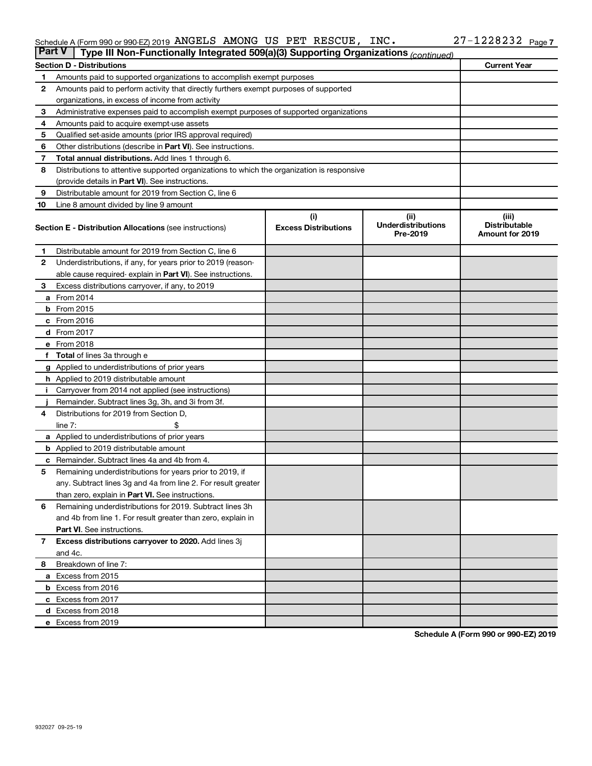Schedule A (Form 990 or 990-EZ) 2019 ANGELS AMONG US PET RESCUE, INC. 27-1228232

## Part V | Type III Non-Functionally Integrated 509(a)(3) Supporting Organizations *(continued)*

| Section D - Distributions | | Current Year |
|---|---|---|
| 1 | Amounts paid to supported organizations to accomplish exempt purposes | |
| 2 | Amounts paid to perform activity that directly furthers exempt purposes of supported organizations, in excess of income from activity | |
| 3 | Administrative expenses paid to accomplish exempt purposes of supported organizations | |
| 4 | Amounts paid to acquire exempt-use assets | |
| 5 | Qualified set-aside amounts (prior IRS approval required) | |
| 6 | Other distributions (describe in **Part VI**). See instructions. | |
| 7 | **Total annual distributions.** Add lines 1 through 6. | |
| 8 | Distributions to attentive supported organizations to which the organization is responsive (provide details in **Part VI**). See instructions. | |
| 9 | Distributable amount for 2019 from Section C, line 6 | |
| 10 | Line 8 amount divided by line 9 amount | |

| Section E - Distribution Allocations (see instructions) | (i) Excess Distributions | (ii) Underdistributions Pre-2019 | (iii) Distributable Amount for 2019 |
|---|---|---|---|
| 1 Distributable amount for 2019 from Section C, line 6 | | | |
| 2 Underdistributions, if any, for years prior to 2019 (reasonable cause required- explain in **Part VI**). See instructions. | | | |
| 3 Excess distributions carryover, if any, to 2019 | | | |
| a From 2014 | | | |
| b From 2015 | | | |
| c From 2016 | | | |
| d From 2017 | | | |
| e From 2018 | | | |
| f **Total** of lines 3a through e | | | |
| g Applied to underdistributions of prior years | | | |
| h Applied to 2019 distributable amount | | | |
| i Carryover from 2014 not applied (see instructions) | | | |
| j Remainder. Subtract lines 3g, 3h, and 3i from 3f. | | | |
| 4 Distributions for 2019 from Section D, line 7: $ | | | |
| a Applied to underdistributions of prior years | | | |
| b Applied to 2019 distributable amount | | | |
| c Remainder. Subtract lines 4a and 4b from 4. | | | |
| 5 Remaining underdistributions for years prior to 2019, if any. Subtract lines 3g and 4a from line 2. For result greater than zero, explain in **Part VI**. See instructions. | | | |
| 6 Remaining underdistributions for 2019. Subtract lines 3h and 4b from line 1. For result greater than zero, explain in **Part VI**. See instructions. | | | |
| 7 **Excess distributions carryover to 2020.** Add lines 3j and 4c. | | | |
| 8 Breakdown of line 7: | | | |
| a Excess from 2015 | | | |
| b Excess from 2016 | | | |
| c Excess from 2017 | | | |
| d Excess from 2018 | | | |
| e Excess from 2019 | | | |

**Schedule A (Form 990 or 990-EZ) 2019**

932027 09-25-19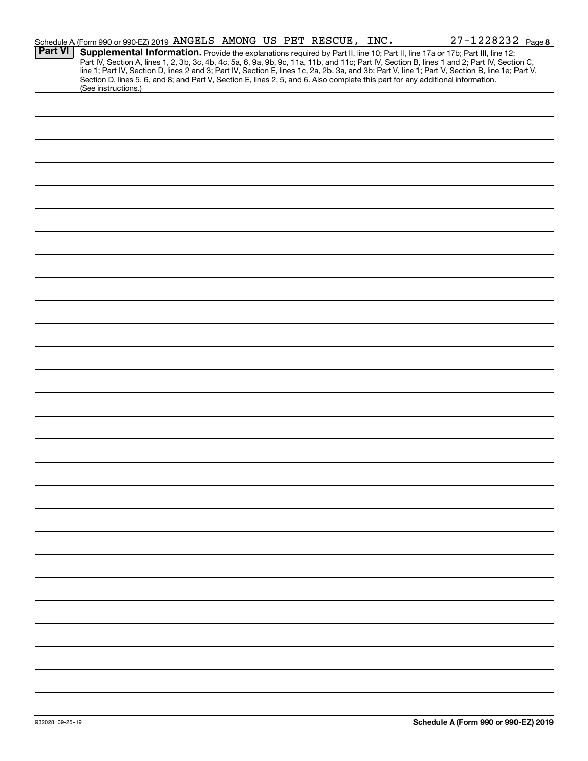Schedule A (Form 990 or 990-EZ) 2019 ANGELS AMONG US PET RESCUE, INC. 27-1228232 Page **8**

**Part VI** **Supplemental Information.** Provide the explanations required by Part II, line 10; Part II, line 17a or 17b; Part III, line 12; Part IV, Section A, lines 1, 2, 3b, 3c, 4b, 4c, 5a, 6, 9a, 9b, 9c, 11a, 11b, and 11c; Part IV, Section B, lines 1 and 2; Part IV, Section C, line 1; Part IV, Section D, lines 2 and 3; Part IV, Section E, lines 1c, 2a, 2b, 3a, and 3b; Part V, line 1; Part V, Section B, line 1e; Part V, Section D, lines 5, 6, and 8; and Part V, Section E, lines 2, 5, and 6. Also complete this part for any additional information. (See instructions.)

932028 09-25-19 **Schedule A (Form 990 or 990-EZ) 2019**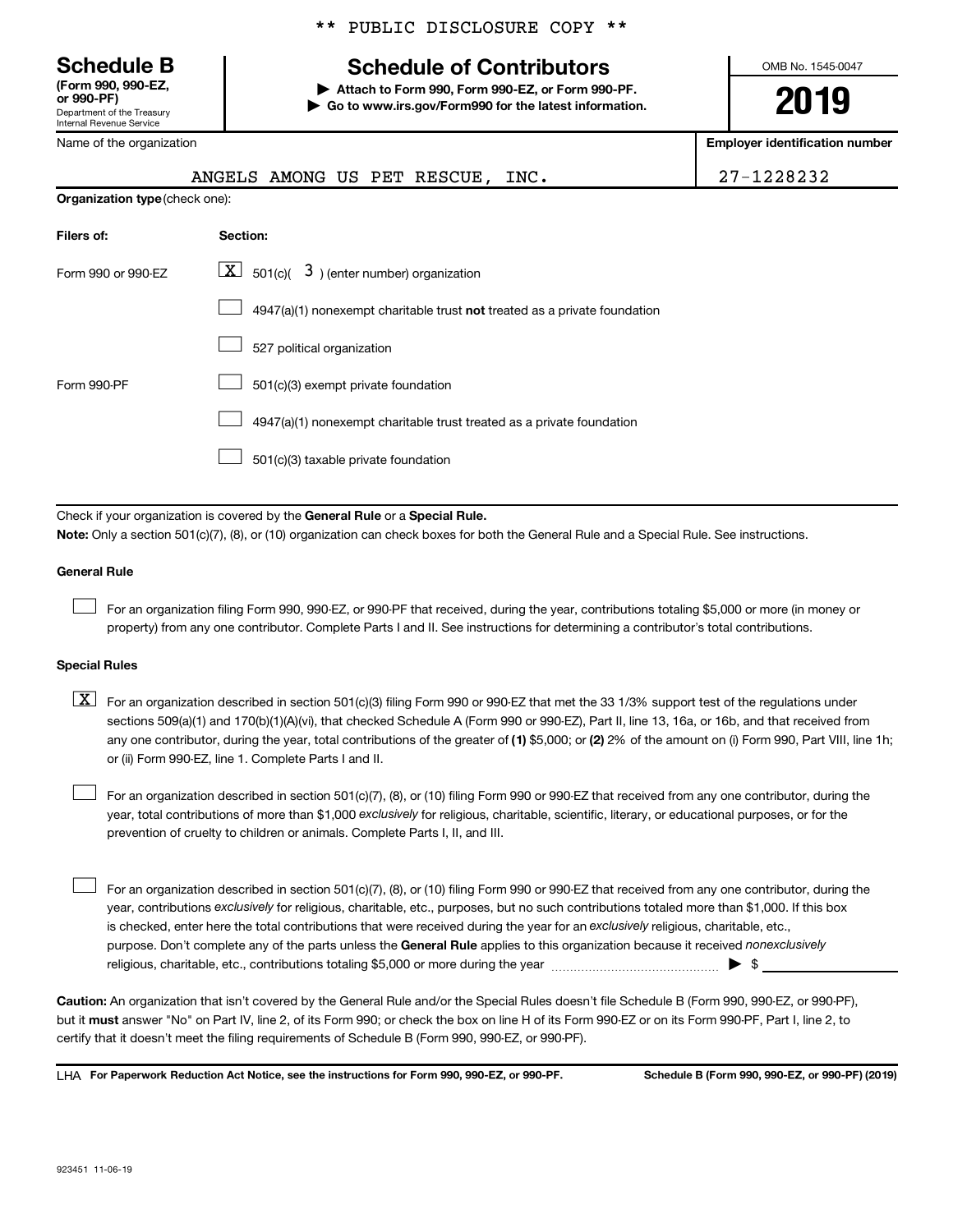** PUBLIC DISCLOSURE COPY **

**Schedule B**
**(Form 990, 990-EZ, or 990-PF)**
Department of the Treasury
Internal Revenue Service

# Schedule of Contributors

▶ **Attach to Form 990, Form 990-EZ, or Form 990-PF.**
▶ **Go to www.irs.gov/Form990 for the latest information.**

OMB No. 1545-0047

**2019**

| Name of the organization | Employer identification number |
|---|---|
| ANGELS AMONG US PET RESCUE, INC. | 27-1228232 |

**Organization type** (check one):

| Filers of: | Section: |
|---|---|
| Form 990 or 990-EZ | [X] 501(c)( 3 ) (enter number) organization |
| | [ ] 4947(a)(1) nonexempt charitable trust **not** treated as a private foundation |
| | [ ] 527 political organization |
| Form 990-PF | [ ] 501(c)(3) exempt private foundation |
| | [ ] 4947(a)(1) nonexempt charitable trust treated as a private foundation |
| | [ ] 501(c)(3) taxable private foundation |

Check if your organization is covered by the **General Rule** or a **Special Rule.**

**Note:** Only a section 501(c)(7), (8), or (10) organization can check boxes for both the General Rule and a Special Rule. See instructions.

**General Rule**

[ ] For an organization filing Form 990, 990-EZ, or 990-PF that received, during the year, contributions totaling $5,000 or more (in money or property) from any one contributor. Complete Parts I and II. See instructions for determining a contributor's total contributions.

**Special Rules**

[X] For an organization described in section 501(c)(3) filing Form 990 or 990-EZ that met the 33 1/3% support test of the regulations under sections 509(a)(1) and 170(b)(1)(A)(vi), that checked Schedule A (Form 990 or 990-EZ), Part II, line 13, 16a, or 16b, and that received from any one contributor, during the year, total contributions of the greater of **(1)** $5,000; or **(2)** 2% of the amount on (i) Form 990, Part VIII, line 1h; or (ii) Form 990-EZ, line 1. Complete Parts I and II.

[ ] For an organization described in section 501(c)(7), (8), or (10) filing Form 990 or 990-EZ that received from any one contributor, during the year, total contributions of more than $1,000 *exclusively* for religious, charitable, scientific, literary, or educational purposes, or for the prevention of cruelty to children or animals. Complete Parts I, II, and III.

[ ] For an organization described in section 501(c)(7), (8), or (10) filing Form 990 or 990-EZ that received from any one contributor, during the year, contributions *exclusively* for religious, charitable, etc., purposes, but no such contributions totaled more than $1,000. If this box is checked, enter here the total contributions that were received during the year for an *exclusively* religious, charitable, etc., purpose. Don't complete any of the parts unless the **General Rule** applies to this organization because it received *nonexclusively* religious, charitable, etc., contributions totaling $5,000 or more during the year ▶ $ ______

**Caution:** An organization that isn't covered by the General Rule and/or the Special Rules doesn't file Schedule B (Form 990, 990-EZ, or 990-PF), but it **must** answer "No" on Part IV, line 2, of its Form 990; or check the box on line H of its Form 990-EZ or on its Form 990-PF, Part I, line 2, to certify that it doesn't meet the filing requirements of Schedule B (Form 990, 990-EZ, or 990-PF).

LHA **For Paperwork Reduction Act Notice, see the instructions for Form 990, 990-EZ, or 990-PF.** **Schedule B (Form 990, 990-EZ, or 990-PF) (2019)**

923451 11-06-19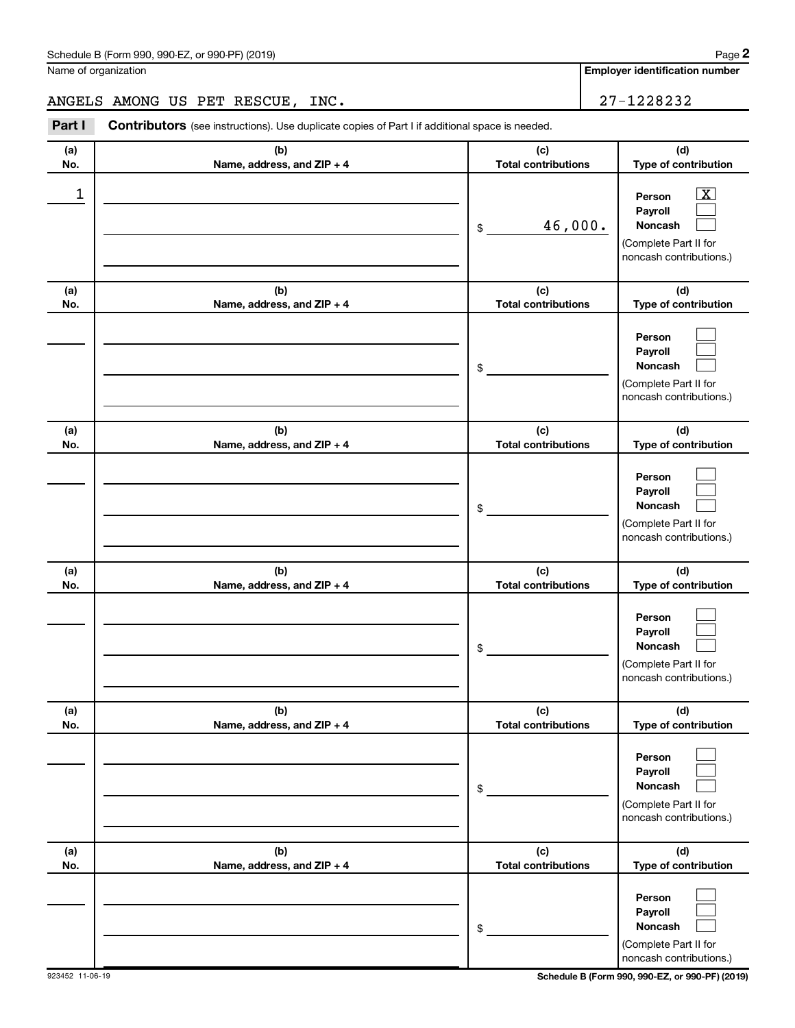Schedule B (Form 990, 990-EZ, or 990-PF) (2019)

Name of organization: ANGELS AMONG US PET RESCUE, INC.

Employer identification number: 27-1228232

**Part I** **Contributors** (see instructions). Use duplicate copies of Part I if additional space is needed.

| (a) No. | (b) Name, address, and ZIP + 4 | (c) Total contributions | (d) Type of contribution |
|---|---|---|---|
| 1 | | $ 46,000. | Person [X] Payroll [ ] Noncash [ ] (Complete Part II for noncash contributions.) |
| | | $ | Person [ ] Payroll [ ] Noncash [ ] (Complete Part II for noncash contributions.) |
| | | $ | Person [ ] Payroll [ ] Noncash [ ] (Complete Part II for noncash contributions.) |
| | | $ | Person [ ] Payroll [ ] Noncash [ ] (Complete Part II for noncash contributions.) |
| | | $ | Person [ ] Payroll [ ] Noncash [ ] (Complete Part II for noncash contributions.) |
| | | $ | Person [ ] Payroll [ ] Noncash [ ] (Complete Part II for noncash contributions.) |

923452 11-06-19

Schedule B (Form 990, 990-EZ, or 990-PF) (2019)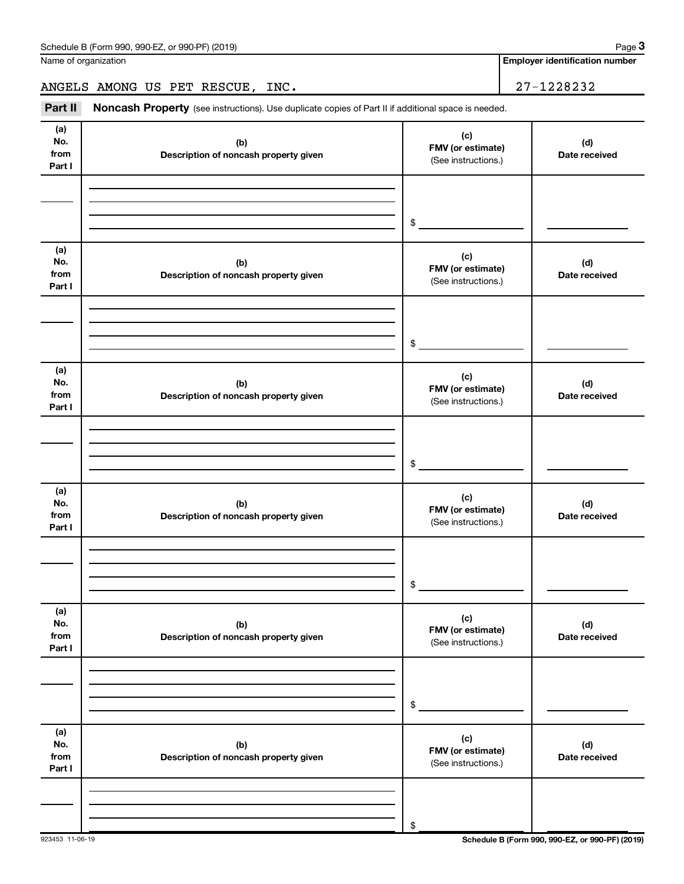Name of organization

ANGELS AMONG US PET RESCUE, INC.

**Employer identification number**

27-1228232

**Part II** **Noncash Property** (see instructions). Use duplicate copies of Part II if additional space is needed.

| (a) No. from Part I | (b) Description of noncash property given | (c) FMV (or estimate) (See instructions.) | (d) Date received |
|---|---|---|---|
| | | $ | |

| (a) No. from Part I | (b) Description of noncash property given | (c) FMV (or estimate) (See instructions.) | (d) Date received |
|---|---|---|---|
| | | $ | |

| (a) No. from Part I | (b) Description of noncash property given | (c) FMV (or estimate) (See instructions.) | (d) Date received |
|---|---|---|---|
| | | $ | |

| (a) No. from Part I | (b) Description of noncash property given | (c) FMV (or estimate) (See instructions.) | (d) Date received |
|---|---|---|---|
| | | $ | |

| (a) No. from Part I | (b) Description of noncash property given | (c) FMV (or estimate) (See instructions.) | (d) Date received |
|---|---|---|---|
| | | $ | |

| (a) No. from Part I | (b) Description of noncash property given | (c) FMV (or estimate) (See instructions.) | (d) Date received |
|---|---|---|---|
| | | $ | |

923453 11-06-19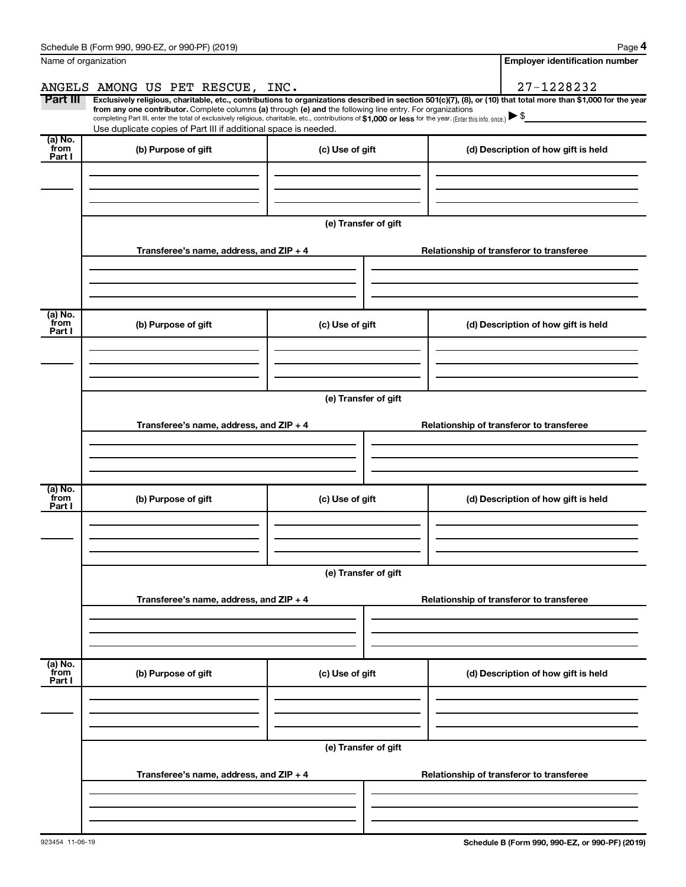Name of organization

ANGELS AMONG US PET RESCUE, INC.

**Employer identification number**

27-1228232

**Part III** **Exclusively religious, charitable, etc., contributions to organizations described in section 501(c)(7), (8), or (10) that total more than $1,000 for the year from any one contributor.** Complete columns **(a)** through **(e) and** the following line entry. For organizations completing Part III, enter the total of exclusively religious, charitable, etc., contributions of **$1,000 or less** for the year. (Enter this info. once.) ▶ $

Use duplicate copies of Part III if additional space is needed.

| (a) No. from Part I | (b) Purpose of gift | (c) Use of gift | (d) Description of how gift is held |
|---|---|---|---|
| | | | |

**(e) Transfer of gift**

| Transferee's name, address, and ZIP + 4 | Relationship of transferor to transferee |
|---|---|
| | |

| (a) No. from Part I | (b) Purpose of gift | (c) Use of gift | (d) Description of how gift is held |
|---|---|---|---|
| | | | |

**(e) Transfer of gift**

| Transferee's name, address, and ZIP + 4 | Relationship of transferor to transferee |
|---|---|
| | |

| (a) No. from Part I | (b) Purpose of gift | (c) Use of gift | (d) Description of how gift is held |
|---|---|---|---|
| | | | |

**(e) Transfer of gift**

| Transferee's name, address, and ZIP + 4 | Relationship of transferor to transferee |
|---|---|
| | |

| (a) No. from Part I | (b) Purpose of gift | (c) Use of gift | (d) Description of how gift is held |
|---|---|---|---|
| | | | |

**(e) Transfer of gift**

| Transferee's name, address, and ZIP + 4 | Relationship of transferor to transferee |
|---|---|
| | |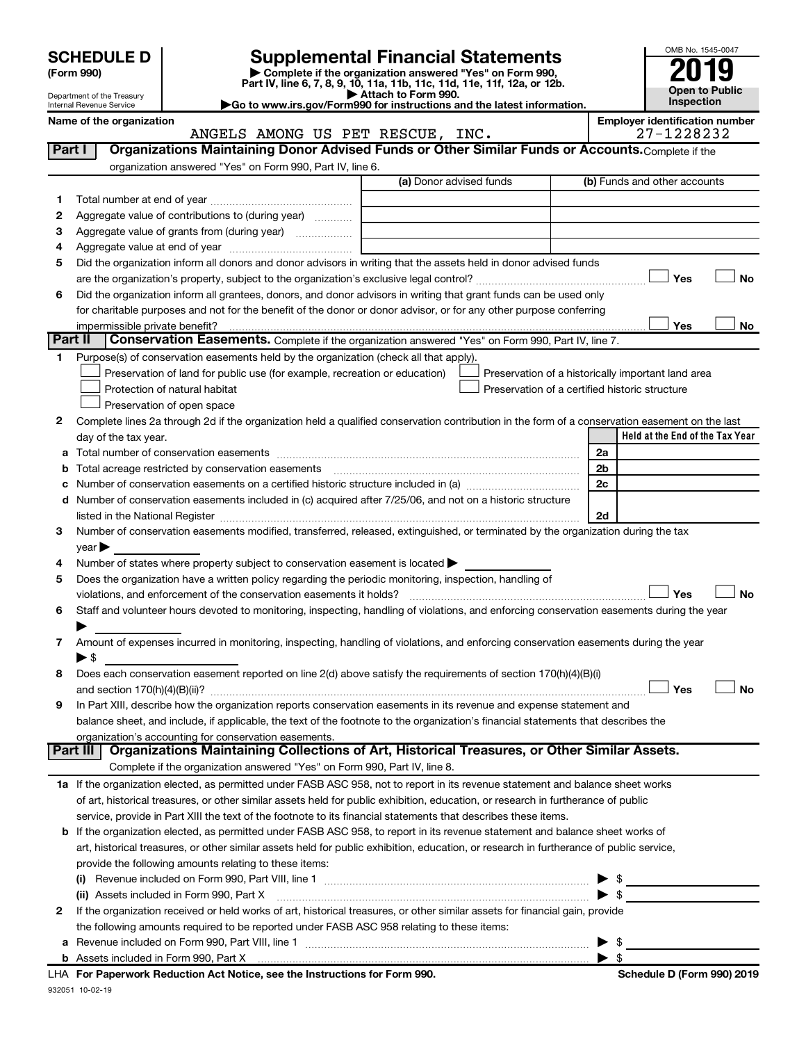# SCHEDULE D (Form 990)

Department of the Treasury
Internal Revenue Service

## Supplemental Financial Statements

▶ Complete if the organization answered "Yes" on Form 990, Part IV, line 6, 7, 8, 9, 10, 11a, 11b, 11c, 11d, 11e, 11f, 12a, or 12b.
▶ Attach to Form 990.
▶Go to www.irs.gov/Form990 for instructions and the latest information.

OMB No. 1545-0047
**2019**
**Open to Public Inspection**

**Name of the organization:** ANGELS AMONG US PET RESCUE, INC.
**Employer identification number:** 27-1228232

### Part I — Organizations Maintaining Donor Advised Funds or Other Similar Funds or Accounts. Complete if the organization answered "Yes" on Form 990, Part IV, line 6.

| | | (a) Donor advised funds | (b) Funds and other accounts |
|---|---|---|---|
| 1 | Total number at end of year | | |
| 2 | Aggregate value of contributions to (during year) | | |
| 3 | Aggregate value of grants from (during year) | | |
| 4 | Aggregate value at end of year | | |

5 Did the organization inform all donors and donor advisors in writing that the assets held in donor advised funds are the organization's property, subject to the organization's exclusive legal control? ☐ Yes ☐ No

6 Did the organization inform all grantees, donors, and donor advisors in writing that grant funds can be used only for charitable purposes and not for the benefit of the donor or donor advisor, or for any other purpose conferring impermissible private benefit? ☐ Yes ☐ No

### Part II — Conservation Easements. Complete if the organization answered "Yes" on Form 990, Part IV, line 7.

1 Purpose(s) of conservation easements held by the organization (check all that apply).
- ☐ Preservation of land for public use (for example, recreation or education)
- ☐ Protection of natural habitat
- ☐ Preservation of open space
- ☐ Preservation of a historically important land area
- ☐ Preservation of a certified historic structure

2 Complete lines 2a through 2d if the organization held a qualified conservation contribution in the form of a conservation easement on the last day of the tax year.

| | | | Held at the End of the Tax Year |
|---|---|---|---|
| a | Total number of conservation easements | 2a | |
| b | Total acreage restricted by conservation easements | 2b | |
| c | Number of conservation easements on a certified historic structure included in (a) | 2c | |
| d | Number of conservation easements included in (c) acquired after 7/25/06, and not on a historic structure listed in the National Register | 2d | |

3 Number of conservation easements modified, transferred, released, extinguished, or terminated by the organization during the tax year ▶

4 Number of states where property subject to conservation easement is located ▶

5 Does the organization have a written policy regarding the periodic monitoring, inspection, handling of violations, and enforcement of the conservation easements it holds? ☐ Yes ☐ No

6 Staff and volunteer hours devoted to monitoring, inspecting, handling of violations, and enforcing conservation easements during the year ▶

7 Amount of expenses incurred in monitoring, inspecting, handling of violations, and enforcing conservation easements during the year ▶ $

8 Does each conservation easement reported on line 2(d) above satisfy the requirements of section 170(h)(4)(B)(i) and section 170(h)(4)(B)(ii)? ☐ Yes ☐ No

9 In Part XIII, describe how the organization reports conservation easements in its revenue and expense statement and balance sheet, and include, if applicable, the text of the footnote to the organization's financial statements that describes the organization's accounting for conservation easements.

### Part III — Organizations Maintaining Collections of Art, Historical Treasures, or Other Similar Assets.

Complete if the organization answered "Yes" on Form 990, Part IV, line 8.

1a If the organization elected, as permitted under FASB ASC 958, not to report in its revenue statement and balance sheet works of art, historical treasures, or other similar assets held for public exhibition, education, or research in furtherance of public service, provide in Part XIII the text of the footnote to its financial statements that describes these items.

b If the organization elected, as permitted under FASB ASC 958, to report in its revenue statement and balance sheet works of art, historical treasures, or other similar assets held for public exhibition, education, or research in furtherance of public service, provide the following amounts relating to these items:

(i) Revenue included on Form 990, Part VIII, line 1 ▶ $

(ii) Assets included in Form 990, Part X ▶ $

2 If the organization received or held works of art, historical treasures, or other similar assets for financial gain, provide the following amounts required to be reported under FASB ASC 958 relating to these items:

a Revenue included on Form 990, Part VIII, line 1 ▶ $

b Assets included in Form 990, Part X ▶ $

LHA For Paperwork Reduction Act Notice, see the Instructions for Form 990.

Schedule D (Form 990) 2019

932051 10-02-19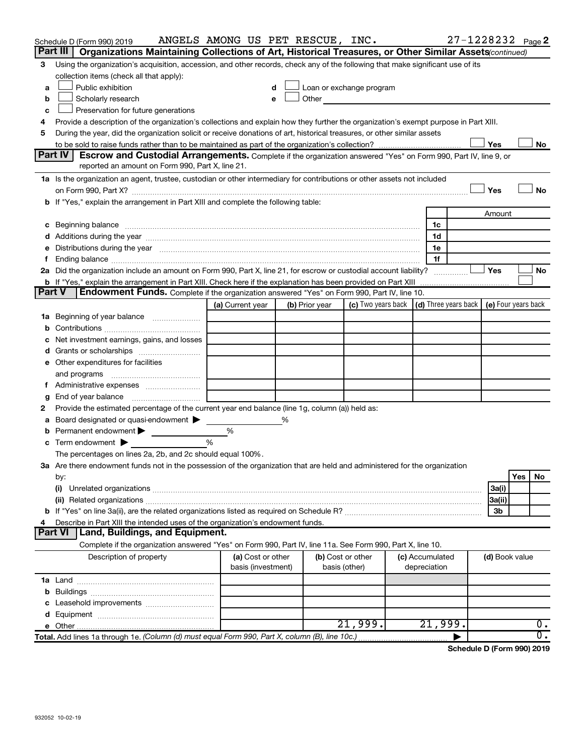Schedule D (Form 990) 2019 ANGELS AMONG US PET RESCUE, INC. 27-1228232 Page 2

## Part III Organizations Maintaining Collections of Art, Historical Treasures, or Other Similar Assets *(continued)*

3 Using the organization's acquisition, accession, and other records, check any of the following that make significant use of its collection items (check all that apply):

a ☐ Public exhibition
b ☐ Scholarly research
c ☐ Preservation for future generations
d ☐ Loan or exchange program
e ☐ Other

4 Provide a description of the organization's collections and explain how they further the organization's exempt purpose in Part XIII.

5 During the year, did the organization solicit or receive donations of art, historical treasures, or other similar assets to be sold to raise funds rather than to be maintained as part of the organization's collection? ☐ Yes ☐ No

## Part IV Escrow and Custodial Arrangements.

Complete if the organization answered "Yes" on Form 990, Part IV, line 9, or reported an amount on Form 990, Part X, line 21.

1a Is the organization an agent, trustee, custodian or other intermediary for contributions or other assets not included on Form 990, Part X? ☐ Yes ☐ No

b If "Yes," explain the arrangement in Part XIII and complete the following table:

| | | Amount |
|---|---|---|
| c Beginning balance | 1c | |
| d Additions during the year | 1d | |
| e Distributions during the year | 1e | |
| f Ending balance | 1f | |

2a Did the organization include an amount on Form 990, Part X, line 21, for escrow or custodial account liability? ☐ Yes ☐ No

b If "Yes," explain the arrangement in Part XIII. Check here if the explanation has been provided on Part XIII ☐

## Part V Endowment Funds.

Complete if the organization answered "Yes" on Form 990, Part IV, line 10.

| | (a) Current year | (b) Prior year | (c) Two years back | (d) Three years back | (e) Four years back |
|---|---|---|---|---|---|
| 1a Beginning of year balance | | | | | |
| b Contributions | | | | | |
| c Net investment earnings, gains, and losses | | | | | |
| d Grants or scholarships | | | | | |
| e Other expenditures for facilities and programs | | | | | |
| f Administrative expenses | | | | | |
| g End of year balance | | | | | |

2 Provide the estimated percentage of the current year end balance (line 1g, column (a)) held as:

a Board designated or quasi-endowment ▶ %
b Permanent endowment ▶ %
c Term endowment ▶ %

The percentages on lines 2a, 2b, and 2c should equal 100%.

3a Are there endowment funds not in the possession of the organization that are held and administered for the organization by:

| | | Yes | No |
|---|---|---|---|
| (i) Unrelated organizations | 3a(i) | | |
| (ii) Related organizations | 3a(ii) | | |
| b If "Yes" on line 3a(ii), are the related organizations listed as required on Schedule R? | 3b | | |

4 Describe in Part XIII the intended uses of the organization's endowment funds.

## Part VI Land, Buildings, and Equipment.

Complete if the organization answered "Yes" on Form 990, Part IV, line 11a. See Form 990, Part X, line 10.

| Description of property | (a) Cost or other basis (investment) | (b) Cost or other basis (other) | (c) Accumulated depreciation | (d) Book value |
|---|---|---|---|---|
| 1a Land | | | | |
| b Buildings | | | | |
| c Leasehold improvements | | | | |
| d Equipment | | | | |
| e Other | | 21,999. | 21,999. | 0. |
| Total. Add lines 1a through 1e. *(Column (d) must equal Form 990, Part X, column (B), line 10c.)* | | | ▶ | 0. |

Schedule D (Form 990) 2019

932052 10-02-19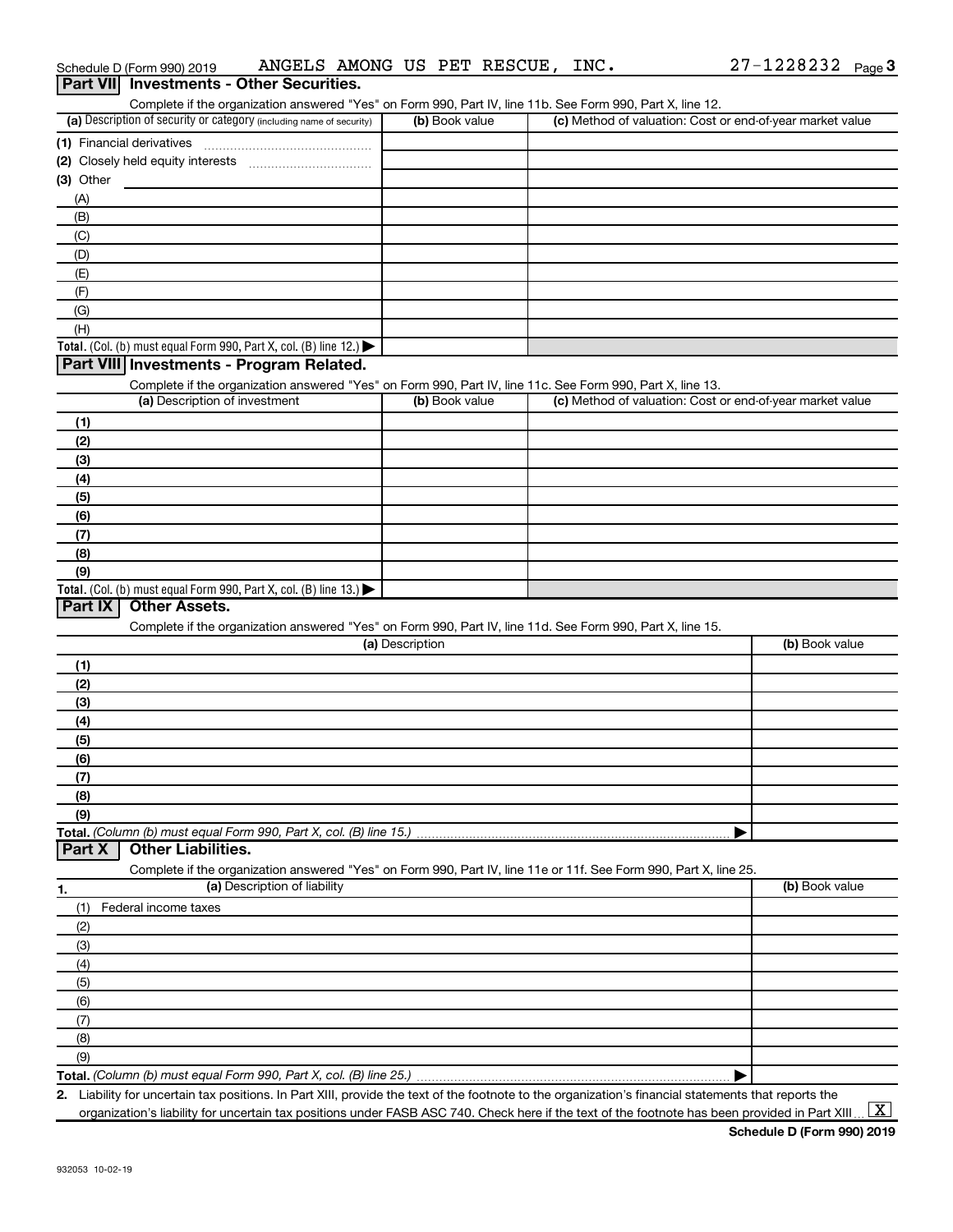Schedule D (Form 990) 2019 ANGELS AMONG US PET RESCUE, INC. 27-1228232 Page 3

## Part VII Investments - Other Securities.

Complete if the organization answered "Yes" on Form 990, Part IV, line 11b. See Form 990, Part X, line 12.

| (a) Description of security or category (including name of security) | (b) Book value | (c) Method of valuation: Cost or end-of-year market value |
|---|---|---|
| (1) Financial derivatives | | |
| (2) Closely held equity interests | | |
| (3) Other | | |
| (A) | | |
| (B) | | |
| (C) | | |
| (D) | | |
| (E) | | |
| (F) | | |
| (G) | | |
| (H) | | |
| **Total.** (Col. (b) must equal Form 990, Part X, col. (B) line 12.) ▶ | | |

## Part VIII Investments - Program Related.

Complete if the organization answered "Yes" on Form 990, Part IV, line 11c. See Form 990, Part X, line 13.

| (a) Description of investment | (b) Book value | (c) Method of valuation: Cost or end-of-year market value |
|---|---|---|
| (1) | | |
| (2) | | |
| (3) | | |
| (4) | | |
| (5) | | |
| (6) | | |
| (7) | | |
| (8) | | |
| (9) | | |
| **Total.** (Col. (b) must equal Form 990, Part X, col. (B) line 13.) ▶ | | |

## Part IX Other Assets.

Complete if the organization answered "Yes" on Form 990, Part IV, line 11d. See Form 990, Part X, line 15.

| (a) Description | (b) Book value |
|---|---|
| (1) | |
| (2) | |
| (3) | |
| (4) | |
| (5) | |
| (6) | |
| (7) | |
| (8) | |
| (9) | |
| **Total.** *(Column (b) must equal Form 990, Part X, col. (B) line 15.)* ▶ | |

## Part X Other Liabilities.

Complete if the organization answered "Yes" on Form 990, Part IV, line 11e or 11f. See Form 990, Part X, line 25.

| 1. (a) Description of liability | (b) Book value |
|---|---|
| (1) Federal income taxes | |
| (2) | |
| (3) | |
| (4) | |
| (5) | |
| (6) | |
| (7) | |
| (8) | |
| (9) | |
| **Total.** *(Column (b) must equal Form 990, Part X, col. (B) line 25.)* ▶ | |

**2.** Liability for uncertain tax positions. In Part XIII, provide the text of the footnote to the organization's financial statements that reports the organization's liability for uncertain tax positions under FASB ASC 740. Check here if the text of the footnote has been provided in Part XIII ... [X]

**Schedule D (Form 990) 2019**

932053 10-02-19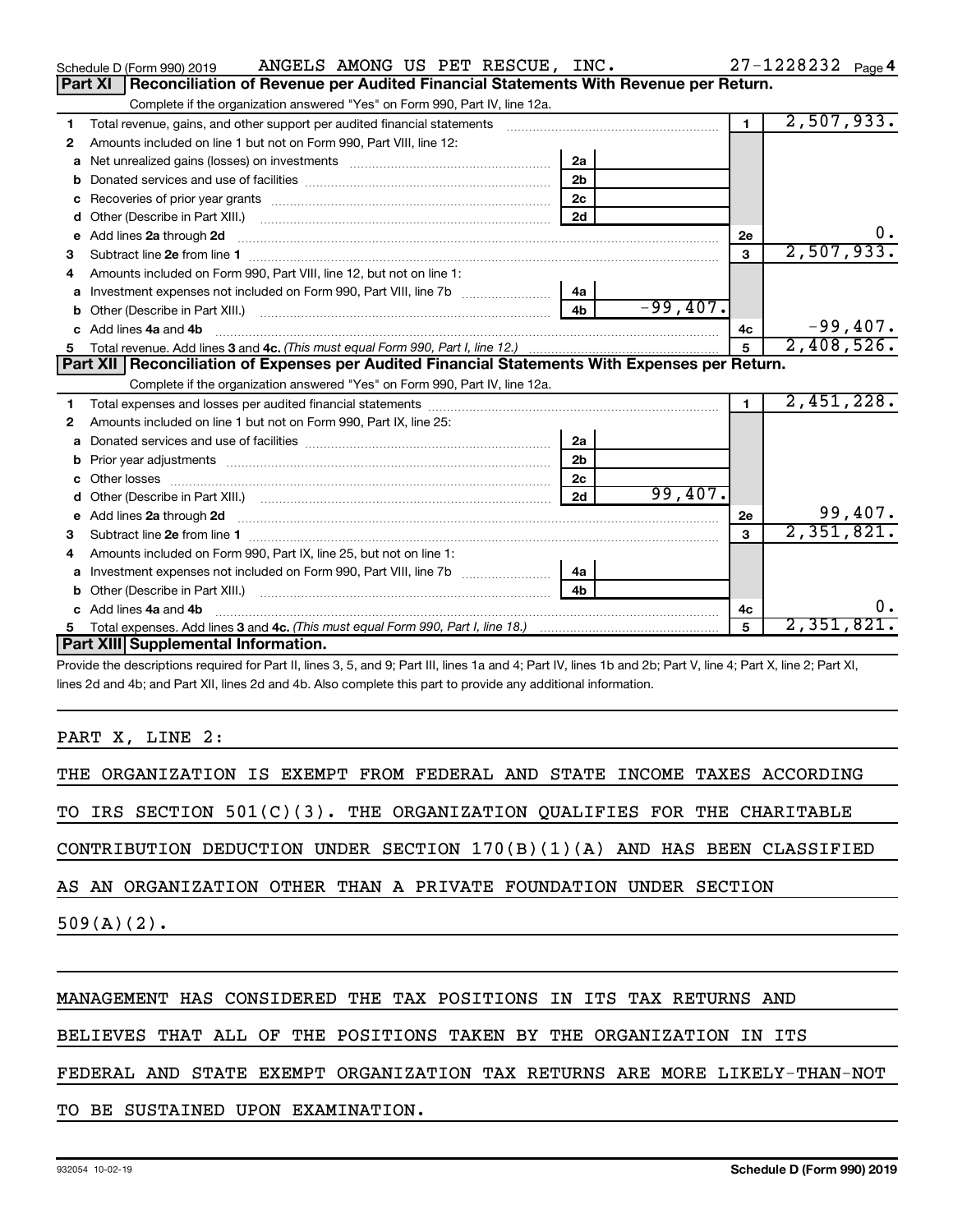Schedule D (Form 990) 2019 ANGELS AMONG US PET RESCUE, INC. 27-1228232

## Part XI Reconciliation of Revenue per Audited Financial Statements With Revenue per Return.

Complete if the organization answered "Yes" on Form 990, Part IV, line 12a.

| | | | | | |
|---|---|---|---|---|---|
| 1 | Total revenue, gains, and other support per audited financial statements | | | 1 | 2,507,933. |
| 2 | Amounts included on line 1 but not on Form 990, Part VIII, line 12: | | | | |
| a | Net unrealized gains (losses) on investments | 2a | | | |
| b | Donated services and use of facilities | 2b | | | |
| c | Recoveries of prior year grants | 2c | | | |
| d | Other (Describe in Part XIII.) | 2d | | | |
| e | Add lines 2a through 2d | | | 2e | 0. |
| 3 | Subtract line 2e from line 1 | | | 3 | 2,507,933. |
| 4 | Amounts included on Form 990, Part VIII, line 12, but not on line 1: | | | | |
| a | Investment expenses not included on Form 990, Part VIII, line 7b | 4a | | | |
| b | Other (Describe in Part XIII.) | 4b | -99,407. | | |
| c | Add lines 4a and 4b | | | 4c | -99,407. |
| 5 | Total revenue. Add lines 3 and 4c. *(This must equal Form 990, Part I, line 12.)* | | | 5 | 2,408,526. |

## Part XII Reconciliation of Expenses per Audited Financial Statements With Expenses per Return.

Complete if the organization answered "Yes" on Form 990, Part IV, line 12a.

| | | | | | |
|---|---|---|---|---|---|
| 1 | Total expenses and losses per audited financial statements | | | 1 | 2,451,228. |
| 2 | Amounts included on line 1 but not on Form 990, Part IX, line 25: | | | | |
| a | Donated services and use of facilities | 2a | | | |
| b | Prior year adjustments | 2b | | | |
| c | Other losses | 2c | | | |
| d | Other (Describe in Part XIII.) | 2d | 99,407. | | |
| e | Add lines 2a through 2d | | | 2e | 99,407. |
| 3 | Subtract line 2e from line 1 | | | 3 | 2,351,821. |
| 4 | Amounts included on Form 990, Part IX, line 25, but not on line 1: | | | | |
| a | Investment expenses not included on Form 990, Part VIII, line 7b | 4a | | | |
| b | Other (Describe in Part XIII.) | 4b | | | |
| c | Add lines 4a and 4b | | | 4c | 0. |
| 5 | Total expenses. Add lines 3 and 4c. *(This must equal Form 990, Part I, line 18.)* | | | 5 | 2,351,821. |

## Part XIII Supplemental Information.

Provide the descriptions required for Part II, lines 3, 5, and 9; Part III, lines 1a and 4; Part IV, lines 1b and 2b; Part V, line 4; Part X, line 2; Part XI, lines 2d and 4b; and Part XII, lines 2d and 4b. Also complete this part to provide any additional information.

PART X, LINE 2:

THE ORGANIZATION IS EXEMPT FROM FEDERAL AND STATE INCOME TAXES ACCORDING TO IRS SECTION 501(C)(3). THE ORGANIZATION QUALIFIES FOR THE CHARITABLE CONTRIBUTION DEDUCTION UNDER SECTION 170(B)(1)(A) AND HAS BEEN CLASSIFIED AS AN ORGANIZATION OTHER THAN A PRIVATE FOUNDATION UNDER SECTION 509(A)(2).

MANAGEMENT HAS CONSIDERED THE TAX POSITIONS IN ITS TAX RETURNS AND BELIEVES THAT ALL OF THE POSITIONS TAKEN BY THE ORGANIZATION IN ITS FEDERAL AND STATE EXEMPT ORGANIZATION TAX RETURNS ARE MORE LIKELY-THAN-NOT TO BE SUSTAINED UPON EXAMINATION.

932054 10-02-19 Schedule D (Form 990) 2019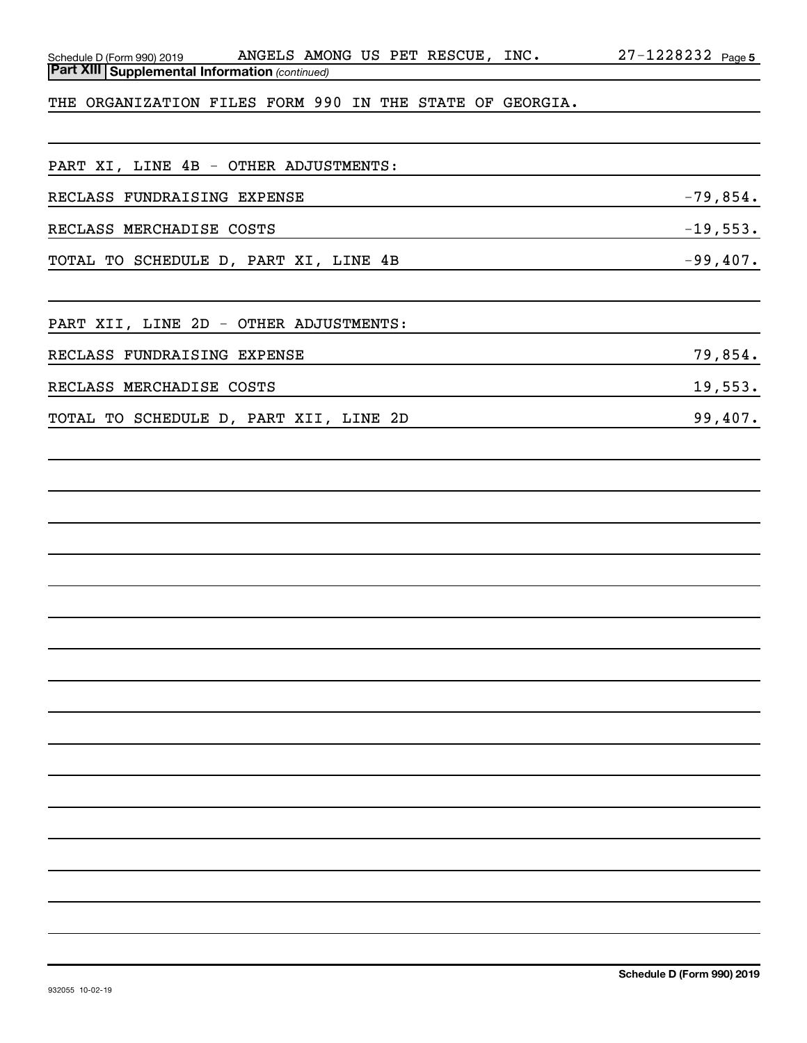## Part XIII Supplemental Information *(continued)*

THE ORGANIZATION FILES FORM 990 IN THE STATE OF GEORGIA.

PART XI, LINE 4B - OTHER ADJUSTMENTS:

| | |
|---|---|
| RECLASS FUNDRAISING EXPENSE | -79,854. |
| RECLASS MERCHADISE COSTS | -19,553. |
| TOTAL TO SCHEDULE D, PART XI, LINE 4B | -99,407. |

PART XII, LINE 2D - OTHER ADJUSTMENTS:

| | |
|---|---|
| RECLASS FUNDRAISING EXPENSE | 79,854. |
| RECLASS MERCHADISE COSTS | 19,553. |
| TOTAL TO SCHEDULE D, PART XII, LINE 2D | 99,407. |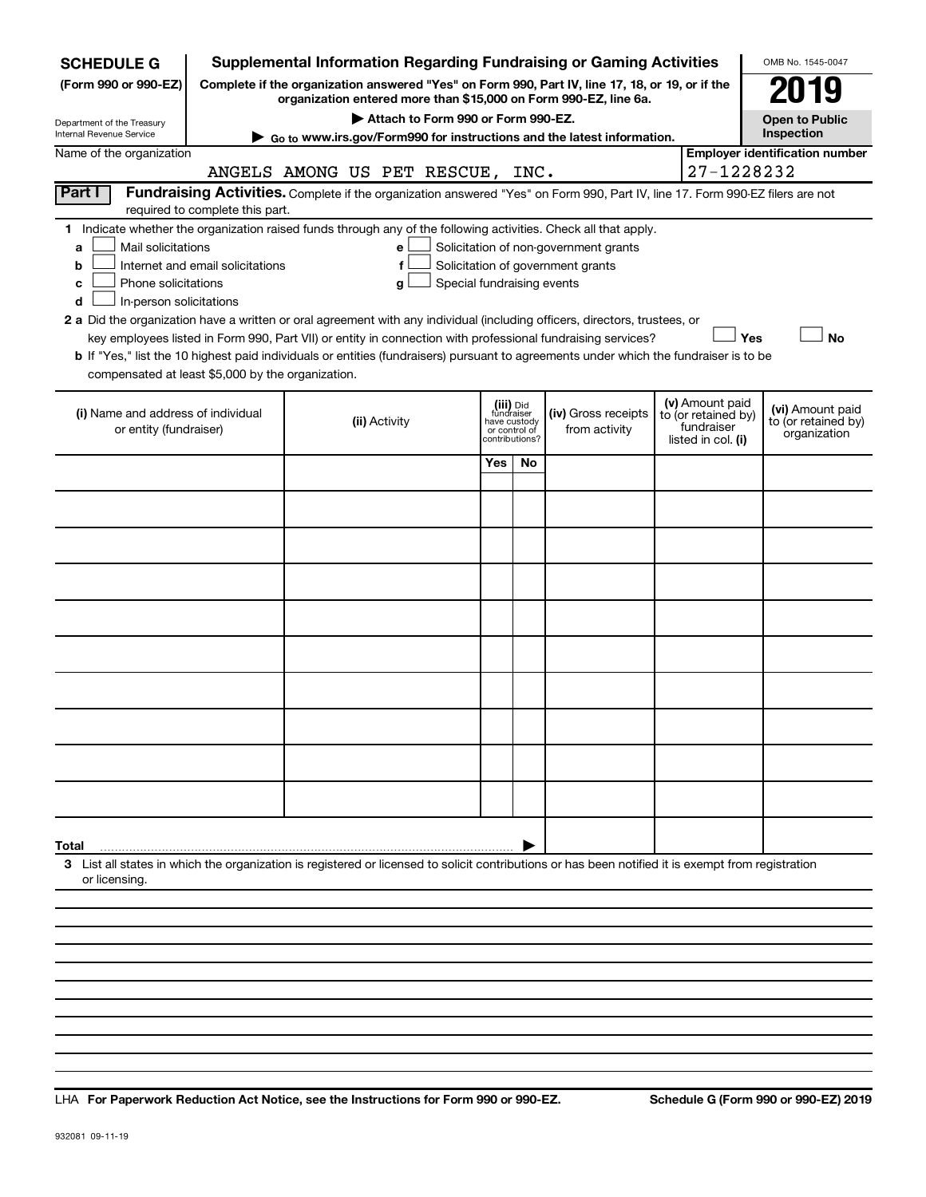**SCHEDULE G** (Form 990 or 990-EZ)

Department of the Treasury
Internal Revenue Service

# Supplemental Information Regarding Fundraising or Gaming Activities

**Complete if the organization answered "Yes" on Form 990, Part IV, line 17, 18, or 19, or if the organization entered more than $15,000 on Form 990-EZ, line 6a.**

**▶ Attach to Form 990 or Form 990-EZ.**

**▶ Go to www.irs.gov/Form990 for instructions and the latest information.**

OMB No. 1545-0047

**2019**

**Open to Public Inspection**

Name of the organization: ANGELS AMONG US PET RESCUE, INC.

**Employer identification number**: 27-1228232

**Part I** **Fundraising Activities.** Complete if the organization answered "Yes" on Form 990, Part IV, line 17. Form 990-EZ filers are not required to complete this part.

**1** Indicate whether the organization raised funds through any of the following activities. Check all that apply.

- **a** ☐ Mail solicitations
- **b** ☐ Internet and email solicitations
- **c** ☐ Phone solicitations
- **d** ☐ In-person solicitations
- **e** ☐ Solicitation of non-government grants
- **f** ☐ Solicitation of government grants
- **g** ☐ Special fundraising events

**2 a** Did the organization have a written or oral agreement with any individual (including officers, directors, trustees, or key employees listed in Form 990, Part VII) or entity in connection with professional fundraising services? ☐ **Yes** ☐ **No**

**b** If "Yes," list the 10 highest paid individuals or entities (fundraisers) pursuant to agreements under which the fundraiser is to be compensated at least $5,000 by the organization.

| (i) Name and address of individual or entity (fundraiser) | (ii) Activity | (iii) Did fundraiser have custody or control of contributions? | | (iv) Gross receipts from activity | (v) Amount paid to (or retained by) fundraiser listed in col. (i) | (vi) Amount paid to (or retained by) organization |
|---|---|---|---|---|---|---|
| | | Yes | No | | | |
| | | | | | | |
| | | | | | | |
| | | | | | | |
| | | | | | | |
| | | | | | | |
| | | | | | | |
| | | | | | | |
| | | | | | | |
| | | | | | | |
| | | | | | | |
| **Total** ▶ | | | | | | |

**3** List all states in which the organization is registered or licensed to solicit contributions or has been notified it is exempt from registration or licensing.

LHA **For Paperwork Reduction Act Notice, see the Instructions for Form 990 or 990-EZ.** **Schedule G (Form 990 or 990-EZ) 2019**

932081 09-11-19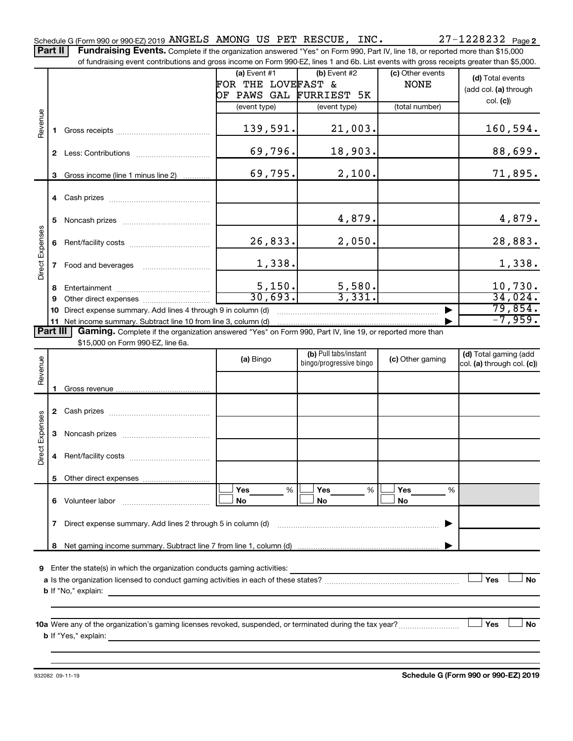Schedule G (Form 990 or 990-EZ) 2019 ANGELS AMONG US PET RESCUE, INC. 27-1228232 Page 2

**Part II** **Fundraising Events.** Complete if the organization answered "Yes" on Form 990, Part IV, line 18, or reported more than $15,000 of fundraising event contributions and gross income on Form 990-EZ, lines 1 and 6b. List events with gross receipts greater than $5,000.

| | | (a) Event #1 FOR THE LOVE OF PAWS GAL (event type) | (b) Event #2 FAST & FURRIEST 5K (event type) | (c) Other events NONE (total number) | (d) Total events (add col. (a) through col. (c)) |
|---|---|---|---|---|---|
| Revenue | 1 Gross receipts | 139,591. | 21,003. | | 160,594. |
| | 2 Less: Contributions | 69,796. | 18,903. | | 88,699. |
| | 3 Gross income (line 1 minus line 2) | 69,795. | 2,100. | | 71,895. |
| Direct Expenses | 4 Cash prizes | | | | |
| | 5 Noncash prizes | | 4,879. | | 4,879. |
| | 6 Rent/facility costs | 26,833. | 2,050. | | 28,883. |
| | 7 Food and beverages | 1,338. | | | 1,338. |
| | 8 Entertainment | 5,150. | 5,580. | | 10,730. |
| | 9 Other direct expenses | 30,693. | 3,331. | | 34,024. |
| | 10 Direct expense summary. Add lines 4 through 9 in column (d) | | | ▶ | 79,854. |
| | 11 Net income summary. Subtract line 10 from line 3, column (d) | | | ▶ | -7,959. |

**Part III** **Gaming.** Complete if the organization answered "Yes" on Form 990, Part IV, line 19, or reported more than $15,000 on Form 990-EZ, line 6a.

| | | (a) Bingo | (b) Pull tabs/instant bingo/progressive bingo | (c) Other gaming | (d) Total gaming (add col. (a) through col. (c)) |
|---|---|---|---|---|---|
| Revenue | 1 Gross revenue | | | | |
| Direct Expenses | 2 Cash prizes | | | | |
| | 3 Noncash prizes | | | | |
| | 4 Rent/facility costs | | | | |
| | 5 Other direct expenses | | | | |
| | 6 Volunteer labor | ☐ Yes ____ % ☐ No | ☐ Yes ____ % ☐ No | ☐ Yes ____ % ☐ No | |
| | 7 Direct expense summary. Add lines 2 through 5 in column (d) | | | ▶ | |
| | 8 Net gaming income summary. Subtract line 7 from line 1, column (d) | | | ▶ | |

**9** Enter the state(s) in which the organization conducts gaming activities: ____________________

**a** Is the organization licensed to conduct gaming activities in each of these states? ☐ Yes ☐ No

**b** If "No," explain: ____________________

**10a** Were any of the organization's gaming licenses revoked, suspended, or terminated during the tax year? ☐ Yes ☐ No

**b** If "Yes," explain: ____________________

932082 09-11-19 **Schedule G (Form 990 or 990-EZ) 2019**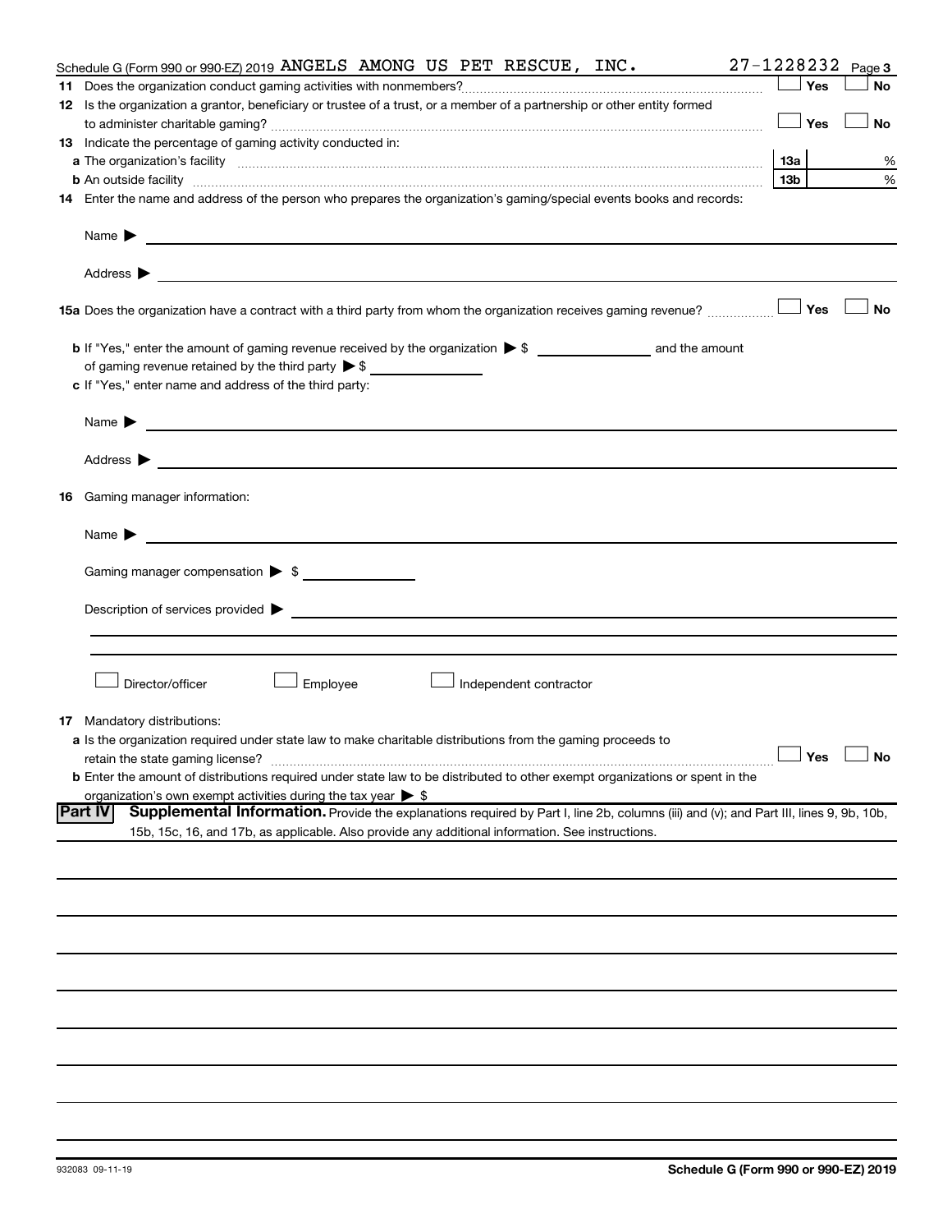Schedule G (Form 990 or 990-EZ) 2019 ANGELS AMONG US PET RESCUE, INC. 27-1228232 Page 3

**11** Does the organization conduct gaming activities with nonmembers? ☐ Yes ☐ No

**12** Is the organization a grantor, beneficiary or trustee of a trust, or a member of a partnership or other entity formed to administer charitable gaming? ☐ Yes ☐ No

**13** Indicate the percentage of gaming activity conducted in:

**a** The organization's facility **13a** %

**b** An outside facility **13b** %

**14** Enter the name and address of the person who prepares the organization's gaming/special events books and records:

Name ▶

Address ▶

**15a** Does the organization have a contract with a third party from whom the organization receives gaming revenue? ☐ Yes ☐ No

**b** If "Yes," enter the amount of gaming revenue received by the organization ▶ $ ______________ and the amount of gaming revenue retained by the third party ▶ $ ______________

**c** If "Yes," enter name and address of the third party:

Name ▶

Address ▶

**16** Gaming manager information:

Name ▶

Gaming manager compensation ▶ $ ______________

Description of services provided ▶

☐ Director/officer ☐ Employee ☐ Independent contractor

**17** Mandatory distributions:

**a** Is the organization required under state law to make charitable distributions from the gaming proceeds to retain the state gaming license? ☐ Yes ☐ No

**b** Enter the amount of distributions required under state law to be distributed to other exempt organizations or spent in the organization's own exempt activities during the tax year ▶ $

## Part IV Supplemental Information.

Provide the explanations required by Part I, line 2b, columns (iii) and (v); and Part III, lines 9, 9b, 10b, 15b, 15c, 16, and 17b, as applicable. Also provide any additional information. See instructions.

932083 09-11-19 **Schedule G (Form 990 or 990-EZ) 2019**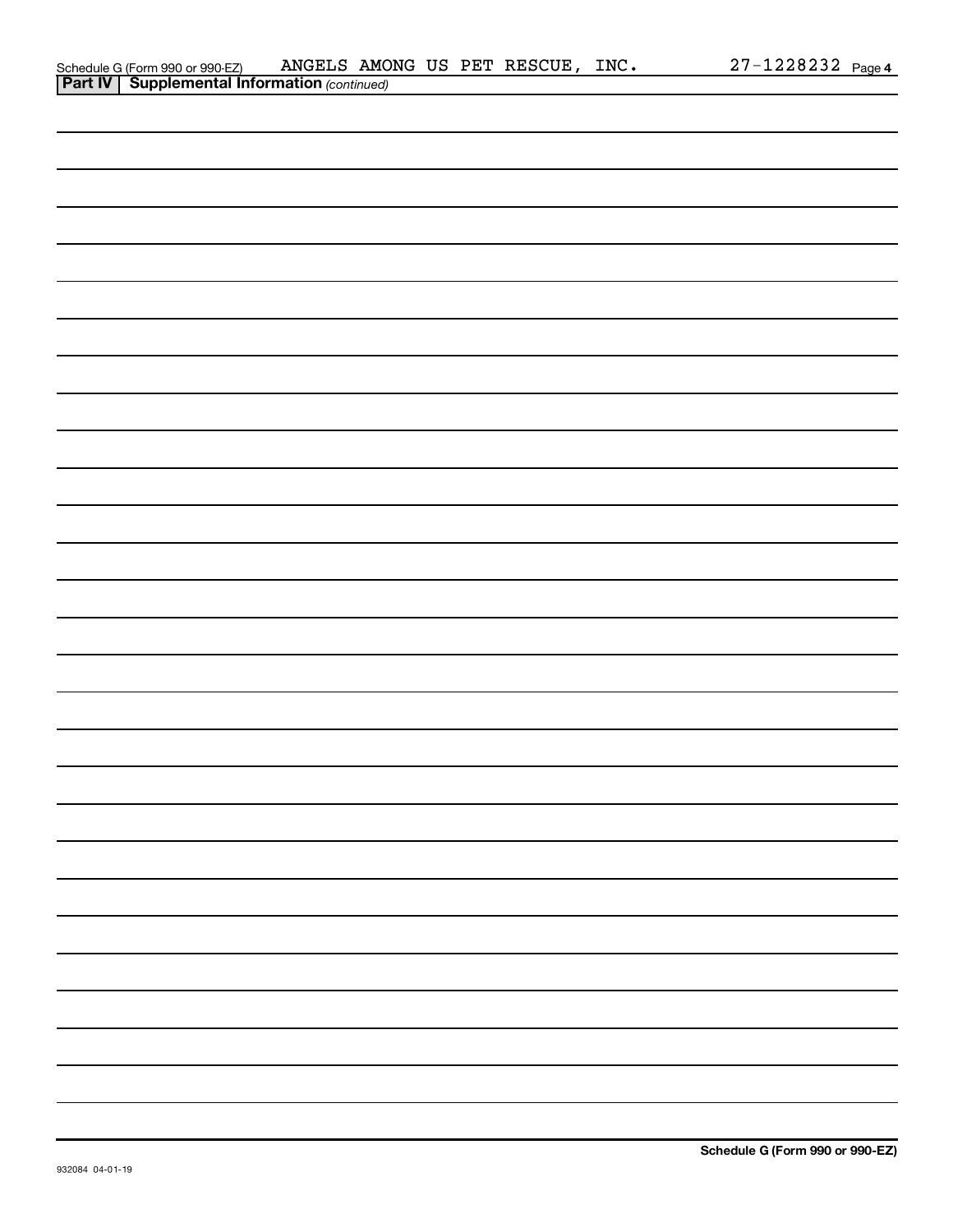Schedule G (Form 990 or 990-EZ) ANGELS AMONG US PET RESCUE, INC. 27-1228232 Page 4

**Part IV | Supplemental Information** *(continued)*

**Schedule G (Form 990 or 990-EZ)**

932084 04-01-19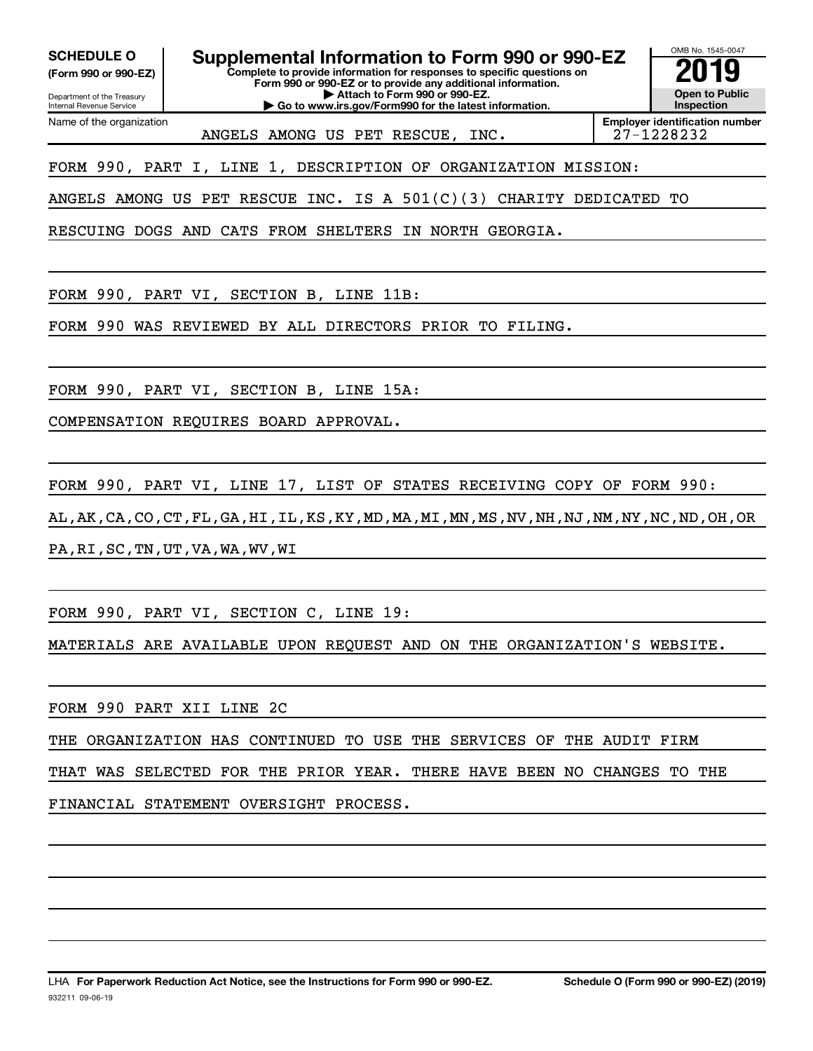**SCHEDULE O**
**(Form 990 or 990-EZ)**

Department of the Treasury
Internal Revenue Service

# Supplemental Information to Form 990 or 990-EZ

**Complete to provide information for responses to specific questions on Form 990 or 990-EZ or to provide any additional information.**
**▶ Attach to Form 990 or 990-EZ.**
**▶ Go to www.irs.gov/Form990 for the latest information.**

OMB No. 1545-0047

**2019**

**Open to Public Inspection**

| Name of the organization | Employer identification number |
|---|---|
| ANGELS AMONG US PET RESCUE, INC. | 27-1228232 |

FORM 990, PART I, LINE 1, DESCRIPTION OF ORGANIZATION MISSION:

ANGELS AMONG US PET RESCUE INC. IS A 501(C)(3) CHARITY DEDICATED TO RESCUING DOGS AND CATS FROM SHELTERS IN NORTH GEORGIA.

FORM 990, PART VI, SECTION B, LINE 11B:

FORM 990 WAS REVIEWED BY ALL DIRECTORS PRIOR TO FILING.

FORM 990, PART VI, SECTION B, LINE 15A:

COMPENSATION REQUIRES BOARD APPROVAL.

FORM 990, PART VI, LINE 17, LIST OF STATES RECEIVING COPY OF FORM 990:

AL,AK,CA,CO,CT,FL,GA,HI,IL,KS,KY,MD,MA,MI,MN,MS,NV,NH,NJ,NM,NY,NC,ND,OH,OR PA,RI,SC,TN,UT,VA,WA,WV,WI

FORM 990, PART VI, SECTION C, LINE 19:

MATERIALS ARE AVAILABLE UPON REQUEST AND ON THE ORGANIZATION'S WEBSITE.

FORM 990 PART XII LINE 2C

THE ORGANIZATION HAS CONTINUED TO USE THE SERVICES OF THE AUDIT FIRM THAT WAS SELECTED FOR THE PRIOR YEAR. THERE HAVE BEEN NO CHANGES TO THE FINANCIAL STATEMENT OVERSIGHT PROCESS.

LHA **For Paperwork Reduction Act Notice, see the Instructions for Form 990 or 990-EZ.** **Schedule O (Form 990 or 990-EZ) (2019)**

932211 09-06-19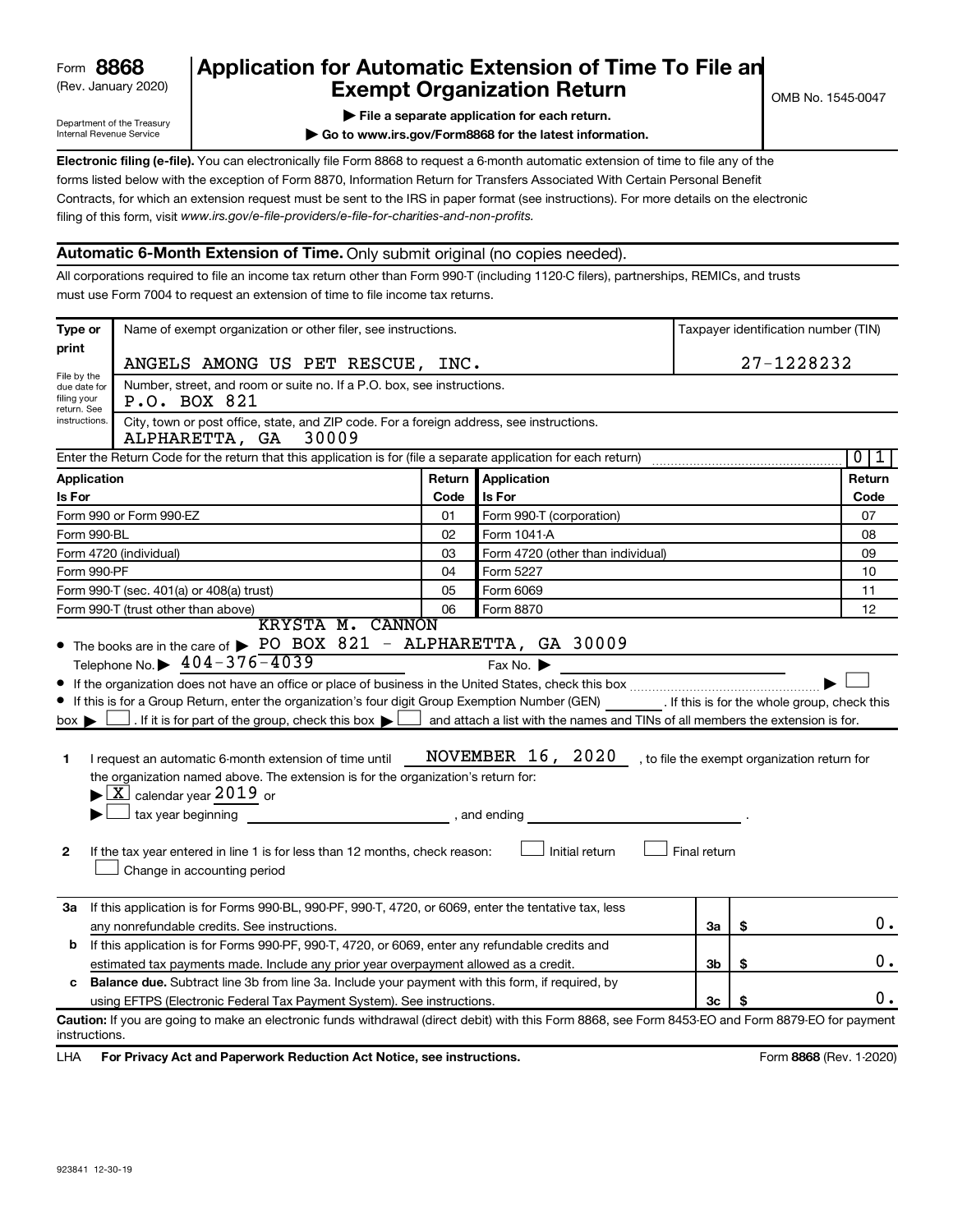Form **8868**
(Rev. January 2020)

Department of the Treasury
Internal Revenue Service

# Application for Automatic Extension of Time To File an Exempt Organization Return

OMB No. 1545-0047

▶ **File a separate application for each return.**

▶ **Go to www.irs.gov/Form8868 for the latest information.**

**Electronic filing (e-file).** You can electronically file Form 8868 to request a 6-month automatic extension of time to file any of the forms listed below with the exception of Form 8870, Information Return for Transfers Associated With Certain Personal Benefit Contracts, for which an extension request must be sent to the IRS in paper format (see instructions). For more details on the electronic filing of this form, visit *www.irs.gov/e-file-providers/e-file-for-charities-and-non-profits.*

## Automatic 6-Month Extension of Time. Only submit original (no copies needed).

All corporations required to file an income tax return other than Form 990-T (including 1120-C filers), partnerships, REMICs, and trusts must use Form 7004 to request an extension of time to file income tax returns.

| | | |
|---|---|---|
| **Type or print** | Name of exempt organization or other filer, see instructions.<br>ANGELS AMONG US PET RESCUE, INC. | Taxpayer identification number (TIN)<br>27-1228232 |
| File by the due date for filing your return. See instructions. | Number, street, and room or suite no. If a P.O. box, see instructions.<br>P.O. BOX 821 | |
| | City, town or post office, state, and ZIP code. For a foreign address, see instructions.<br>ALPHARETTA, GA 30009 | |

Enter the Return Code for the return that this application is for (file a separate application for each return) .......... 0 1

| **Application Is For** | **Return Code** | **Application Is For** | **Return Code** |
|---|---|---|---|
| Form 990 or Form 990-EZ | 01 | Form 990-T (corporation) | 07 |
| Form 990-BL | 02 | Form 1041-A | 08 |
| Form 4720 (individual) | 03 | Form 4720 (other than individual) | 09 |
| Form 990-PF | 04 | Form 5227 | 10 |
| Form 990-T (sec. 401(a) or 408(a) trust) | 05 | Form 6069 | 11 |
| Form 990-T (trust other than above) | 06 | Form 8870 | 12 |

- The books are in the care of ▶ KRYSTA M. CANNON PO BOX 821 - ALPHARETTA, GA 30009
  Telephone No. ▶ 404-376-4039 Fax No. ▶
- If the organization does not have an office or place of business in the United States, check this box .......... ▶ ☐
- If this is for a Group Return, enter the organization's four digit Group Exemption Number (GEN) ________. If this is for the whole group, check this box ▶ ☐ . If it is for part of the group, check this box ▶ ☐ and attach a list with the names and TINs of all members the extension is for.

**1** I request an automatic 6-month extension of time until NOVEMBER 16, 2020 , to file the exempt organization return for the organization named above. The extension is for the organization's return for:
▶ ☒ calendar year 2019 or
▶ ☐ tax year beginning ________________, and ending ________________.

**2** If the tax year entered in line 1 is for less than 12 months, check reason: ☐ Initial return ☐ Final return
☐ Change in accounting period

| | | | |
|---|---|---|---|
| **3a** | If this application is for Forms 990-BL, 990-PF, 990-T, 4720, or 6069, enter the tentative tax, less any nonrefundable credits. See instructions. | **3a** | $ 0. |
| **b** | If this application is for Forms 990-PF, 990-T, 4720, or 6069, enter any refundable credits and estimated tax payments made. Include any prior year overpayment allowed as a credit. | **3b** | $ 0. |
| **c** | **Balance due.** Subtract line 3b from line 3a. Include your payment with this form, if required, by using EFTPS (Electronic Federal Tax Payment System). See instructions. | **3c** | $ 0. |

**Caution:** If you are going to make an electronic funds withdrawal (direct debit) with this Form 8868, see Form 8453-EO and Form 8879-EO for payment instructions.

LHA **For Privacy Act and Paperwork Reduction Act Notice, see instructions.** Form **8868** (Rev. 1-2020)

923841 12-30-19